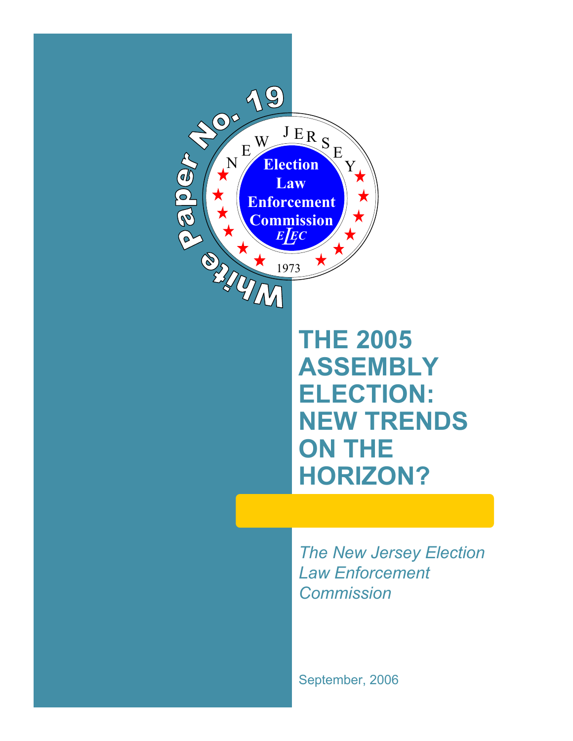White Paper No. 19

NEW JERSEY

Election Law Enforcement Commission

ELEC

1973

# THE 2005 ASSEMBLY ELECTION: NEW TRENDS ON THE HORIZON?

*The New Jersey Election Law Enforcement Commission*

September, 2006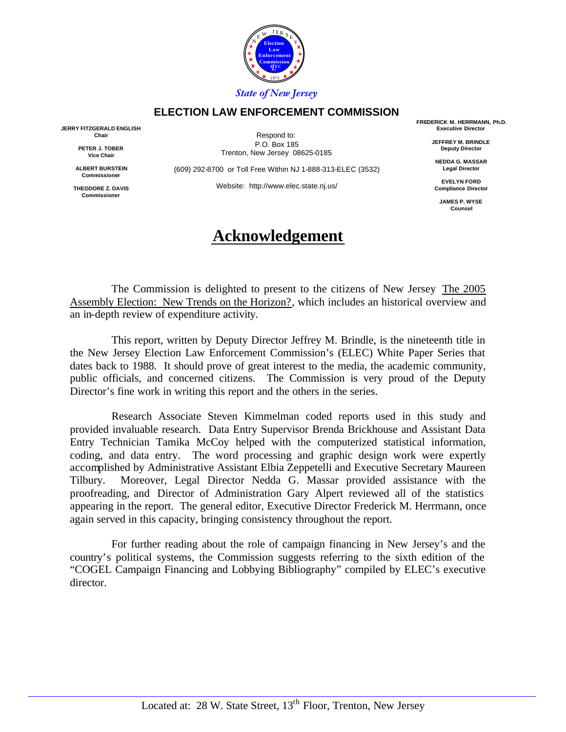State of New Jersey

**ELECTION LAW ENFORCEMENT COMMISSION**

**JERRY FITZGERALD ENGLISH**
**Chair**

**PETER J. TOBER**
**Vice Chair**

**ALBERT BURSTEIN**
**Commissioner**

**THEODORE Z. DAVIS**
**Commissioner**

Respond to:
P.O. Box 185
Trenton, New Jersey 08625-0185

(609) 292-8700 or Toll Free Within NJ 1-888-313-ELEC (3532)

Website: http://www.elec.state.nj.us/

**FREDERICK M. HERRMANN, Ph.D.**
**Executive Director**

**JEFFREY M. BRINDLE**
**Deputy Director**

**NEDDA G. MASSAR**
**Legal Director**

**EVELYN FORD**
**Compliance Director**

**JAMES P. WYSE**
**Counsel**

# Acknowledgement

The Commission is delighted to present to the citizens of New Jersey The 2005 Assembly Election: New Trends on the Horizon?, which includes an historical overview and an in-depth review of expenditure activity.

This report, written by Deputy Director Jeffrey M. Brindle, is the nineteenth title in the New Jersey Election Law Enforcement Commission's (ELEC) White Paper Series that dates back to 1988. It should prove of great interest to the media, the academic community, public officials, and concerned citizens. The Commission is very proud of the Deputy Director's fine work in writing this report and the others in the series.

Research Associate Steven Kimmelman coded reports used in this study and provided invaluable research. Data Entry Supervisor Brenda Brickhouse and Assistant Data Entry Technician Tamika McCoy helped with the computerized statistical information, coding, and data entry. The word processing and graphic design work were expertly accomplished by Administrative Assistant Elbia Zeppetelli and Executive Secretary Maureen Tilbury. Moreover, Legal Director Nedda G. Massar provided assistance with the proofreading, and Director of Administration Gary Alpert reviewed all of the statistics appearing in the report. The general editor, Executive Director Frederick M. Herrmann, once again served in this capacity, bringing consistency throughout the report.

For further reading about the role of campaign financing in New Jersey's and the country's political systems, the Commission suggests referring to the sixth edition of the "COGEL Campaign Financing and Lobbying Bibliography" compiled by ELEC's executive director.

Located at: 28 W. State Street, 13th Floor, Trenton, New Jersey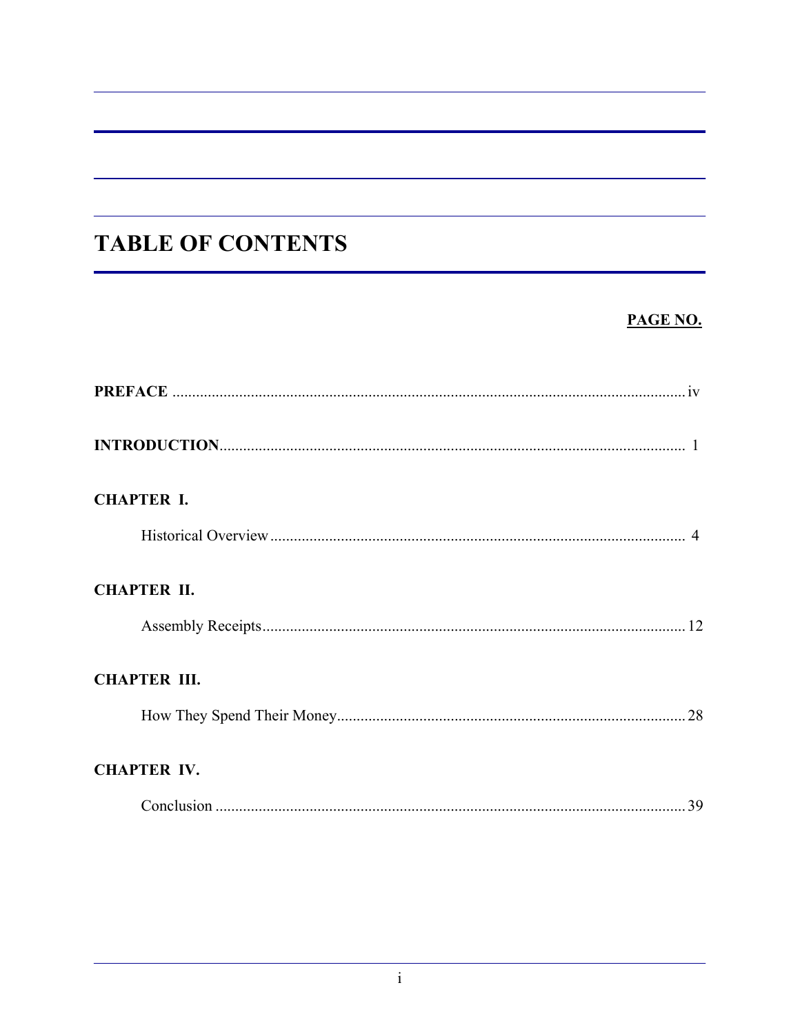# TABLE OF CONTENTS

| | PAGE NO. |
|---|---|
| **PREFACE** | iv |
| **INTRODUCTION** | 1 |
| **CHAPTER I.** | |
| Historical Overview | 4 |
| **CHAPTER II.** | |
| Assembly Receipts | 12 |
| **CHAPTER III.** | |
| How They Spend Their Money | 28 |
| **CHAPTER IV.** | |
| Conclusion | 39 |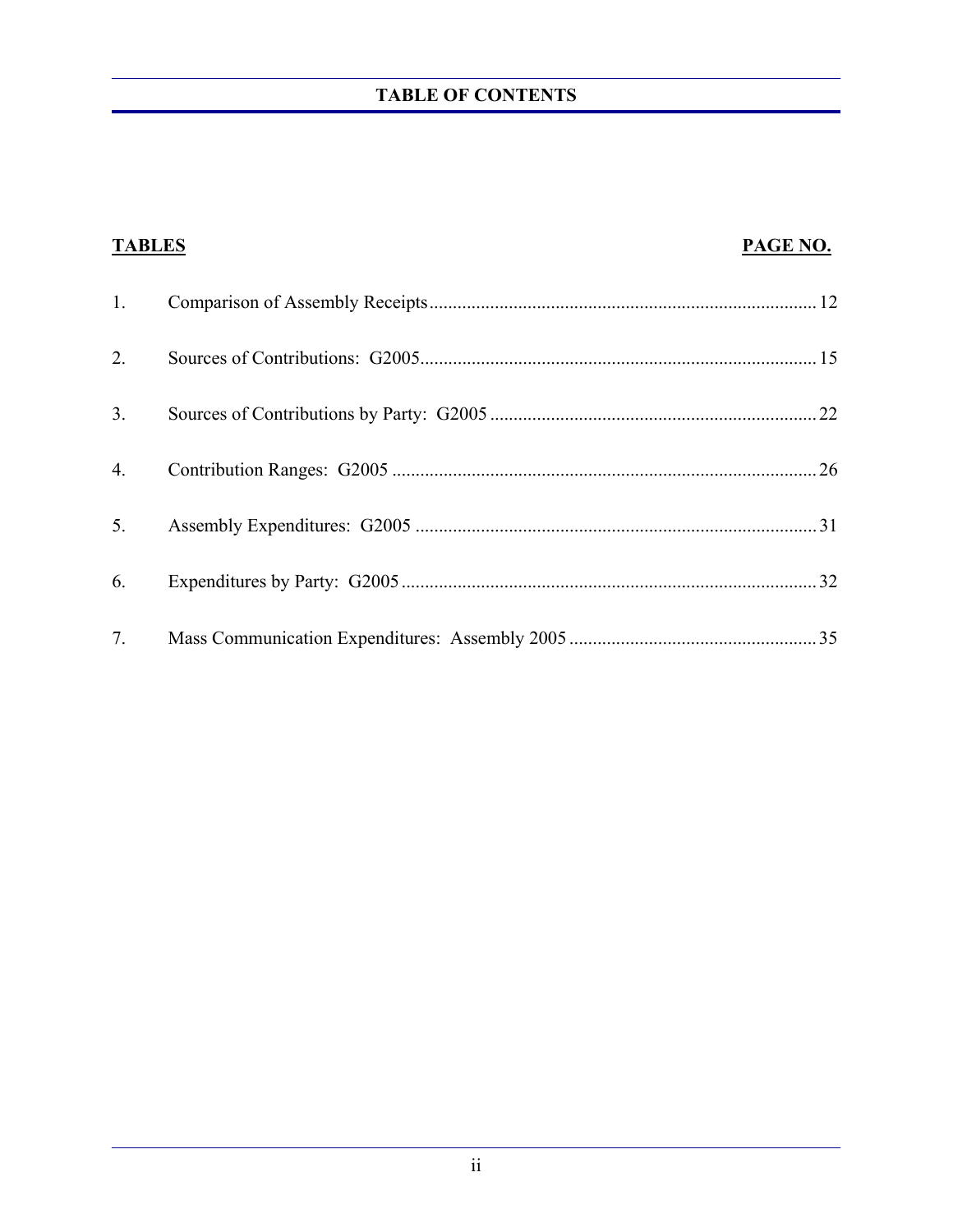## TABLE OF CONTENTS

| TABLES | | PAGE NO. |
|---|---|---|
| 1. | Comparison of Assembly Receipts | 12 |
| 2. | Sources of Contributions: G2005 | 15 |
| 3. | Sources of Contributions by Party: G2005 | 22 |
| 4. | Contribution Ranges: G2005 | 26 |
| 5. | Assembly Expenditures: G2005 | 31 |
| 6. | Expenditures by Party: G2005 | 32 |
| 7. | Mass Communication Expenditures: Assembly 2005 | 35 |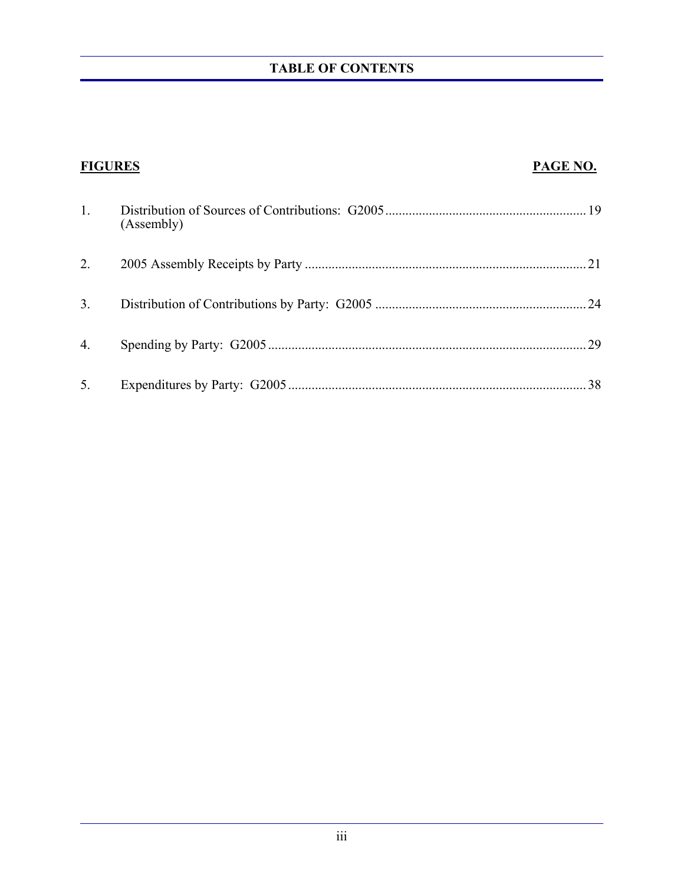## TABLE OF CONTENTS

| FIGURES | | PAGE NO. |
|---|---|---|
| 1. | Distribution of Sources of Contributions: G2005 (Assembly) | 19 |
| 2. | 2005 Assembly Receipts by Party | 21 |
| 3. | Distribution of Contributions by Party: G2005 | 24 |
| 4. | Spending by Party: G2005 | 29 |
| 5. | Expenditures by Party: G2005 | 38 |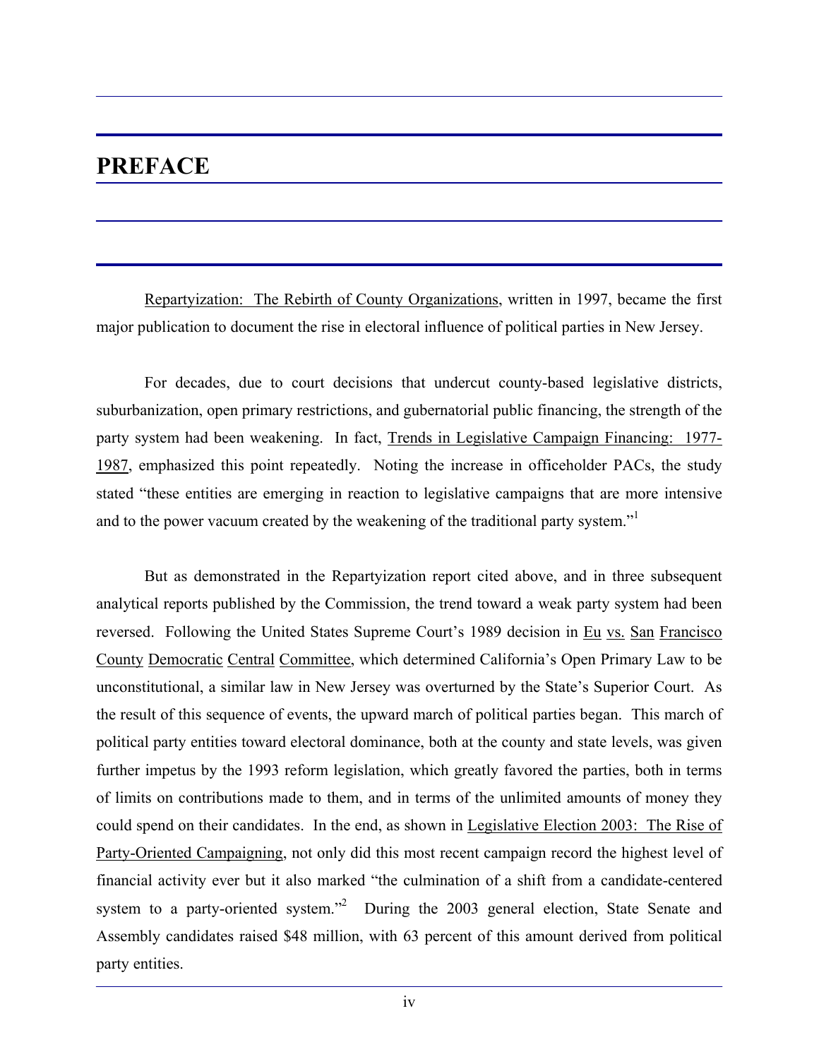# PREFACE

Repartyization: The Rebirth of County Organizations, written in 1997, became the first major publication to document the rise in electoral influence of political parties in New Jersey.

For decades, due to court decisions that undercut county-based legislative districts, suburbanization, open primary restrictions, and gubernatorial public financing, the strength of the party system had been weakening. In fact, Trends in Legislative Campaign Financing: 1977-1987, emphasized this point repeatedly. Noting the increase in officeholder PACs, the study stated "these entities are emerging in reaction to legislative campaigns that are more intensive and to the power vacuum created by the weakening of the traditional party system."[1]

But as demonstrated in the Repartyization report cited above, and in three subsequent analytical reports published by the Commission, the trend toward a weak party system had been reversed. Following the United States Supreme Court's 1989 decision in Eu vs. San Francisco County Democratic Central Committee, which determined California's Open Primary Law to be unconstitutional, a similar law in New Jersey was overturned by the State's Superior Court. As the result of this sequence of events, the upward march of political parties began. This march of political party entities toward electoral dominance, both at the county and state levels, was given further impetus by the 1993 reform legislation, which greatly favored the parties, both in terms of limits on contributions made to them, and in terms of the unlimited amounts of money they could spend on their candidates. In the end, as shown in Legislative Election 2003: The Rise of Party-Oriented Campaigning, not only did this most recent campaign record the highest level of financial activity ever but it also marked "the culmination of a shift from a candidate-centered system to a party-oriented system."[2] During the 2003 general election, State Senate and Assembly candidates raised $48 million, with 63 percent of this amount derived from political party entities.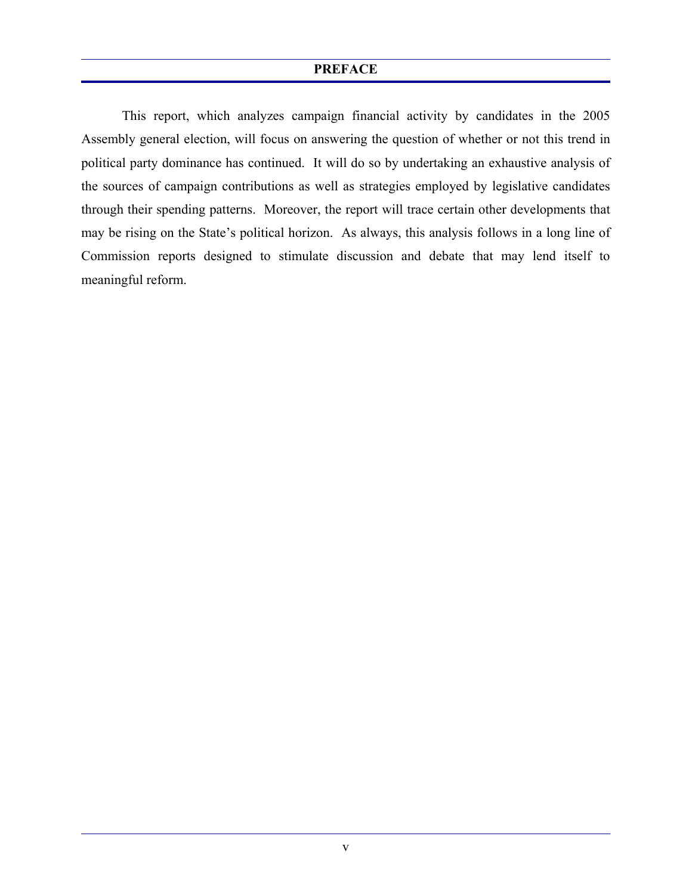## PREFACE

This report, which analyzes campaign financial activity by candidates in the 2005 Assembly general election, will focus on answering the question of whether or not this trend in political party dominance has continued. It will do so by undertaking an exhaustive analysis of the sources of campaign contributions as well as strategies employed by legislative candidates through their spending patterns. Moreover, the report will trace certain other developments that may be rising on the State's political horizon. As always, this analysis follows in a long line of Commission reports designed to stimulate discussion and debate that may lend itself to meaningful reform.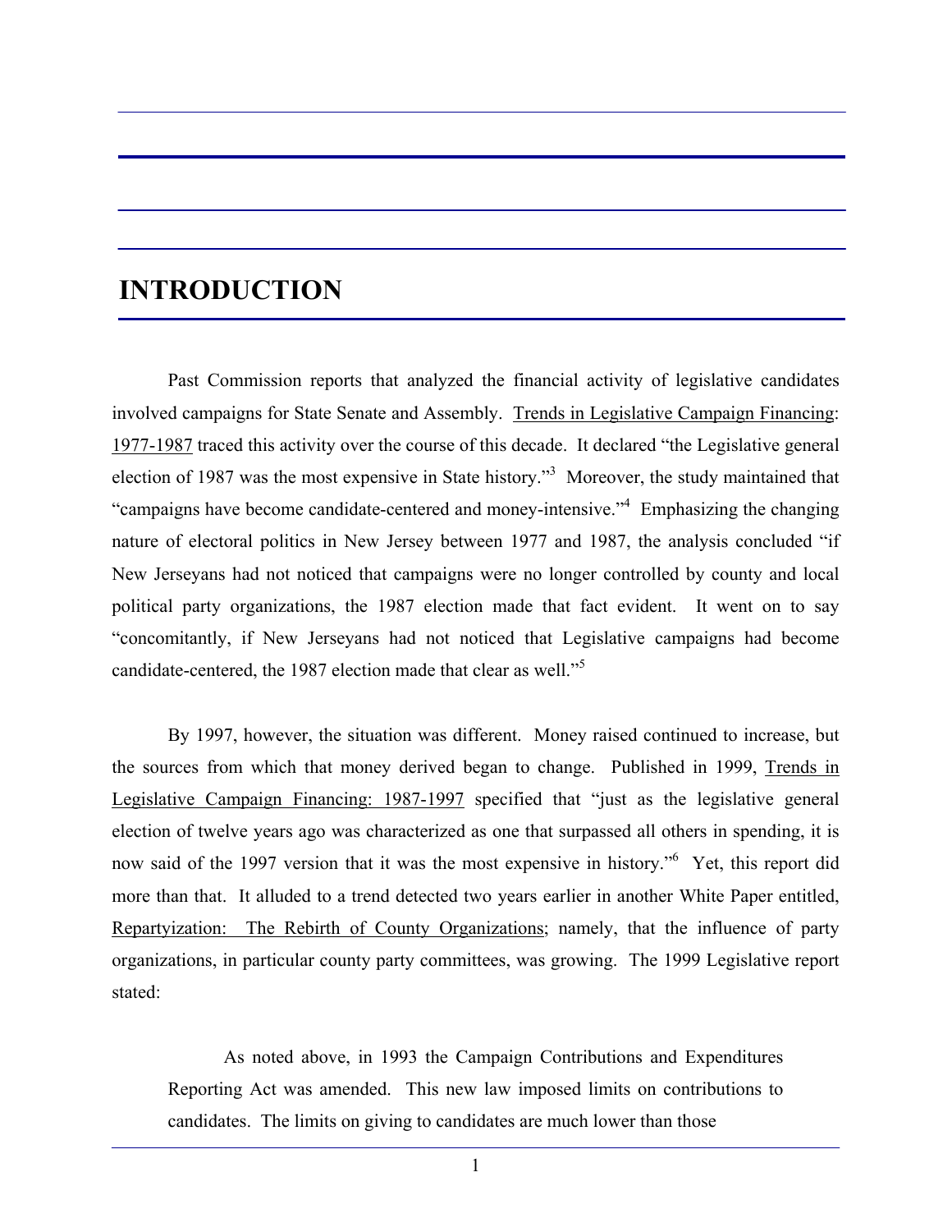# INTRODUCTION

Past Commission reports that analyzed the financial activity of legislative candidates involved campaigns for State Senate and Assembly. Trends in Legislative Campaign Financing: 1977-1987 traced this activity over the course of this decade. It declared "the Legislative general election of 1987 was the most expensive in State history."[3] Moreover, the study maintained that "campaigns have become candidate-centered and money-intensive."[4] Emphasizing the changing nature of electoral politics in New Jersey between 1977 and 1987, the analysis concluded "if New Jerseyans had not noticed that campaigns were no longer controlled by county and local political party organizations, the 1987 election made that fact evident. It went on to say "concomitantly, if New Jerseyans had not noticed that Legislative campaigns had become candidate-centered, the 1987 election made that clear as well."[5]

By 1997, however, the situation was different. Money raised continued to increase, but the sources from which that money derived began to change. Published in 1999, Trends in Legislative Campaign Financing: 1987-1997 specified that "just as the legislative general election of twelve years ago was characterized as one that surpassed all others in spending, it is now said of the 1997 version that it was the most expensive in history."[6] Yet, this report did more than that. It alluded to a trend detected two years earlier in another White Paper entitled, Repartyization: The Rebirth of County Organizations; namely, that the influence of party organizations, in particular county party committees, was growing. The 1999 Legislative report stated:

> As noted above, in 1993 the Campaign Contributions and Expenditures Reporting Act was amended. This new law imposed limits on contributions to candidates. The limits on giving to candidates are much lower than those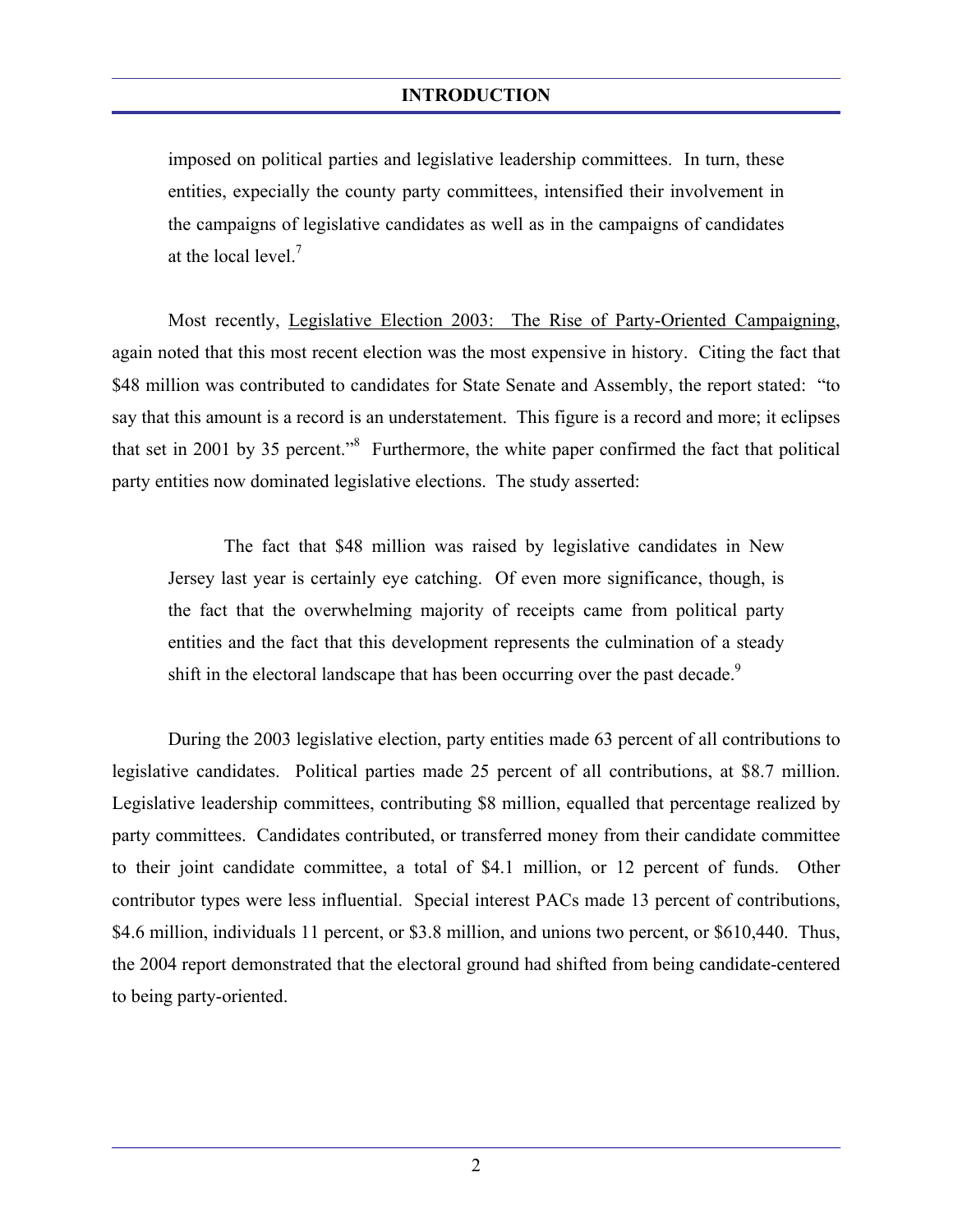imposed on political parties and legislative leadership committees. In turn, these entities, expecially the county party committees, intensified their involvement in the campaigns of legislative candidates as well as in the campaigns of candidates at the local level.[7]

Most recently, Legislative Election 2003: The Rise of Party-Oriented Campaigning, again noted that this most recent election was the most expensive in history. Citing the fact that $48 million was contributed to candidates for State Senate and Assembly, the report stated: "to say that this amount is a record is an understatement. This figure is a record and more; it eclipses that set in 2001 by 35 percent."[8] Furthermore, the white paper confirmed the fact that political party entities now dominated legislative elections. The study asserted:

> The fact that $48 million was raised by legislative candidates in New Jersey last year is certainly eye catching. Of even more significance, though, is the fact that the overwhelming majority of receipts came from political party entities and the fact that this development represents the culmination of a steady shift in the electoral landscape that has been occurring over the past decade.[9]

During the 2003 legislative election, party entities made 63 percent of all contributions to legislative candidates. Political parties made 25 percent of all contributions, at $8.7 million. Legislative leadership committees, contributing $8 million, equalled that percentage realized by party committees. Candidates contributed, or transferred money from their candidate committee to their joint candidate committee, a total of $4.1 million, or 12 percent of funds. Other contributor types were less influential. Special interest PACs made 13 percent of contributions, $4.6 million, individuals 11 percent, or $3.8 million, and unions two percent, or $610,440. Thus, the 2004 report demonstrated that the electoral ground had shifted from being candidate-centered to being party-oriented.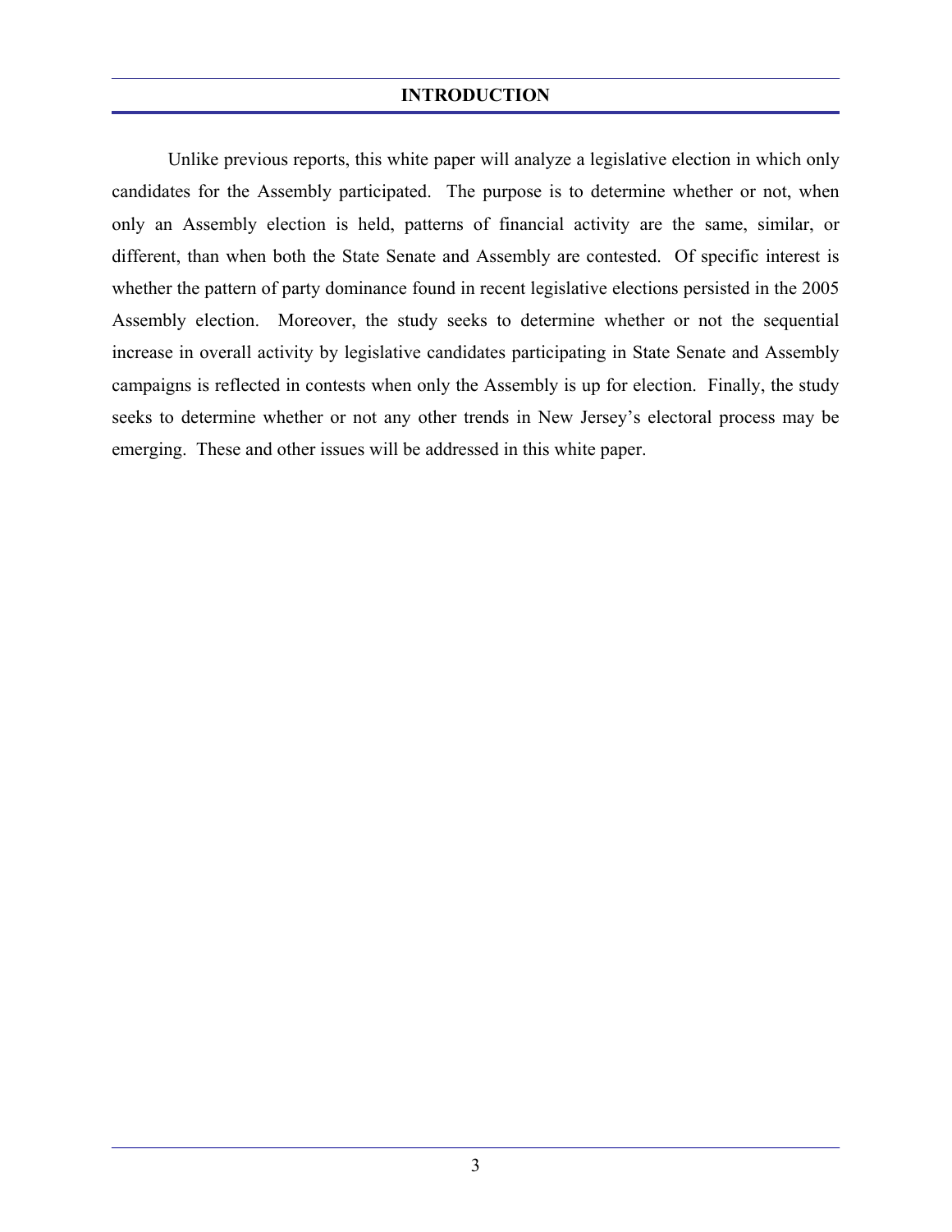# INTRODUCTION

Unlike previous reports, this white paper will analyze a legislative election in which only candidates for the Assembly participated. The purpose is to determine whether or not, when only an Assembly election is held, patterns of financial activity are the same, similar, or different, than when both the State Senate and Assembly are contested. Of specific interest is whether the pattern of party dominance found in recent legislative elections persisted in the 2005 Assembly election. Moreover, the study seeks to determine whether or not the sequential increase in overall activity by legislative candidates participating in State Senate and Assembly campaigns is reflected in contests when only the Assembly is up for election. Finally, the study seeks to determine whether or not any other trends in New Jersey's electoral process may be emerging. These and other issues will be addressed in this white paper.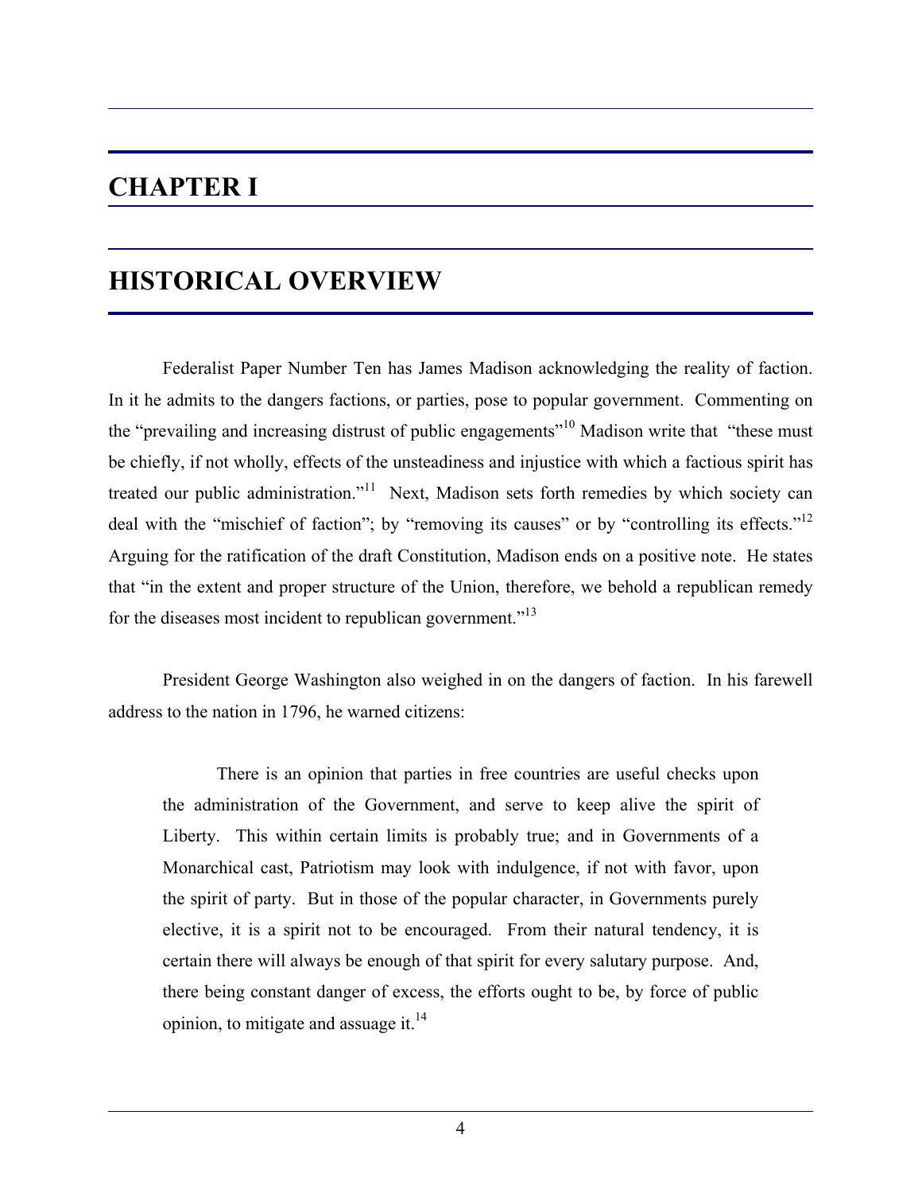# CHAPTER I

# HISTORICAL OVERVIEW

Federalist Paper Number Ten has James Madison acknowledging the reality of faction. In it he admits to the dangers factions, or parties, pose to popular government. Commenting on the "prevailing and increasing distrust of public engagements"[10] Madison write that "these must be chiefly, if not wholly, effects of the unsteadiness and injustice with which a factious spirit has treated our public administration."[11] Next, Madison sets forth remedies by which society can deal with the "mischief of faction"; by "removing its causes" or by "controlling its effects."[12] Arguing for the ratification of the draft Constitution, Madison ends on a positive note. He states that "in the extent and proper structure of the Union, therefore, we behold a republican remedy for the diseases most incident to republican government."[13]

President George Washington also weighed in on the dangers of faction. In his farewell address to the nation in 1796, he warned citizens:

> There is an opinion that parties in free countries are useful checks upon the administration of the Government, and serve to keep alive the spirit of Liberty. This within certain limits is probably true; and in Governments of a Monarchical cast, Patriotism may look with indulgence, if not with favor, upon the spirit of party. But in those of the popular character, in Governments purely elective, it is a spirit not to be encouraged. From their natural tendency, it is certain there will always be enough of that spirit for every salutary purpose. And, there being constant danger of excess, the efforts ought to be, by force of public opinion, to mitigate and assuage it.[14]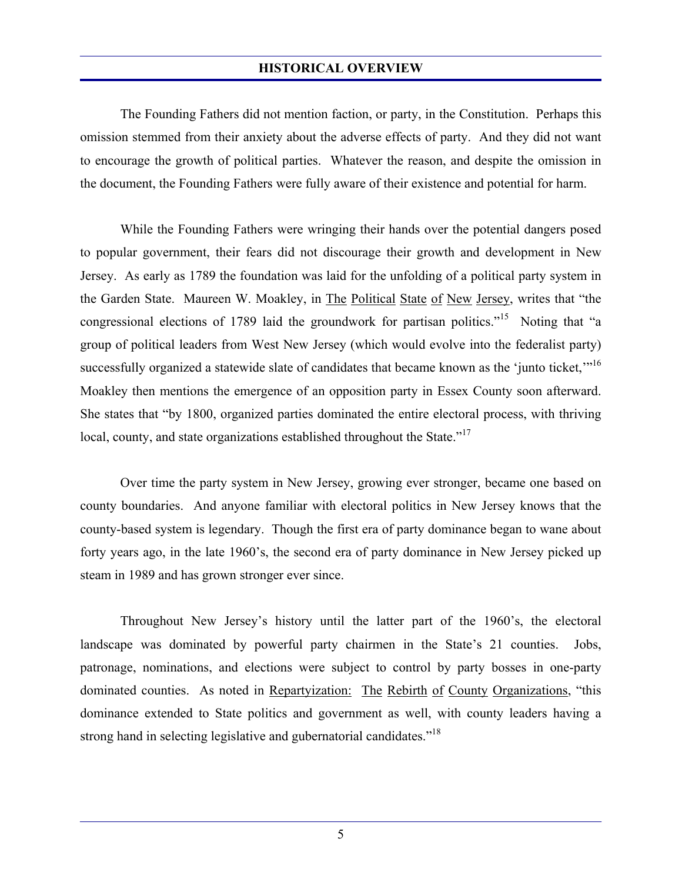## HISTORICAL OVERVIEW

The Founding Fathers did not mention faction, or party, in the Constitution. Perhaps this omission stemmed from their anxiety about the adverse effects of party. And they did not want to encourage the growth of political parties. Whatever the reason, and despite the omission in the document, the Founding Fathers were fully aware of their existence and potential for harm.

While the Founding Fathers were wringing their hands over the potential dangers posed to popular government, their fears did not discourage their growth and development in New Jersey. As early as 1789 the foundation was laid for the unfolding of a political party system in the Garden State. Maureen W. Moakley, in The Political State of New Jersey, writes that "the congressional elections of 1789 laid the groundwork for partisan politics."[15] Noting that "a group of political leaders from West New Jersey (which would evolve into the federalist party) successfully organized a statewide slate of candidates that became known as the 'junto ticket,'"[16] Moakley then mentions the emergence of an opposition party in Essex County soon afterward. She states that "by 1800, organized parties dominated the entire electoral process, with thriving local, county, and state organizations established throughout the State."[17]

Over time the party system in New Jersey, growing ever stronger, became one based on county boundaries. And anyone familiar with electoral politics in New Jersey knows that the county-based system is legendary. Though the first era of party dominance began to wane about forty years ago, in the late 1960's, the second era of party dominance in New Jersey picked up steam in 1989 and has grown stronger ever since.

Throughout New Jersey's history until the latter part of the 1960's, the electoral landscape was dominated by powerful party chairmen in the State's 21 counties. Jobs, patronage, nominations, and elections were subject to control by party bosses in one-party dominated counties. As noted in Repartyization: The Rebirth of County Organizations, "this dominance extended to State politics and government as well, with county leaders having a strong hand in selecting legislative and gubernatorial candidates."[18]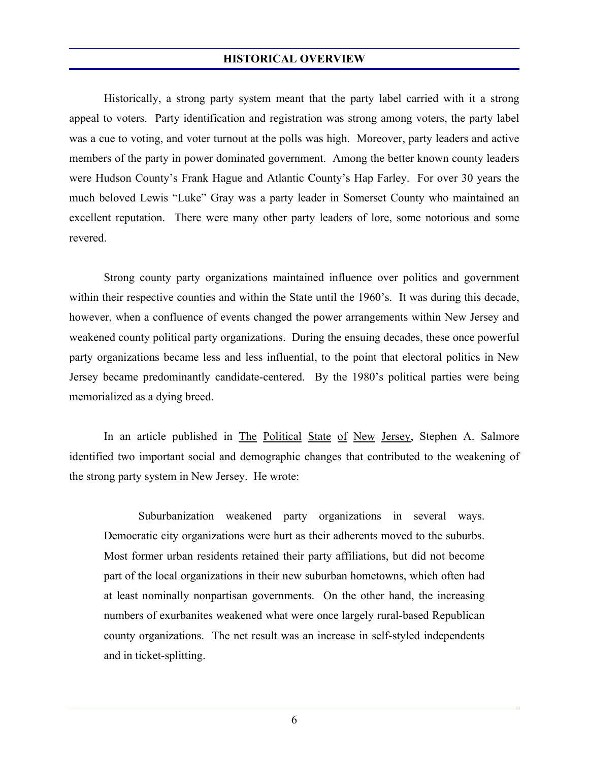## HISTORICAL OVERVIEW

Historically, a strong party system meant that the party label carried with it a strong appeal to voters. Party identification and registration was strong among voters, the party label was a cue to voting, and voter turnout at the polls was high. Moreover, party leaders and active members of the party in power dominated government. Among the better known county leaders were Hudson County's Frank Hague and Atlantic County's Hap Farley. For over 30 years the much beloved Lewis "Luke" Gray was a party leader in Somerset County who maintained an excellent reputation. There were many other party leaders of lore, some notorious and some revered.

Strong county party organizations maintained influence over politics and government within their respective counties and within the State until the 1960's. It was during this decade, however, when a confluence of events changed the power arrangements within New Jersey and weakened county political party organizations. During the ensuing decades, these once powerful party organizations became less and less influential, to the point that electoral politics in New Jersey became predominantly candidate-centered. By the 1980's political parties were being memorialized as a dying breed.

In an article published in The Political State of New Jersey, Stephen A. Salmore identified two important social and demographic changes that contributed to the weakening of the strong party system in New Jersey. He wrote:

> Suburbanization weakened party organizations in several ways. Democratic city organizations were hurt as their adherents moved to the suburbs. Most former urban residents retained their party affiliations, but did not become part of the local organizations in their new suburban hometowns, which often had at least nominally nonpartisan governments. On the other hand, the increasing numbers of exurbanites weakened what were once largely rural-based Republican county organizations. The net result was an increase in self-styled independents and in ticket-splitting.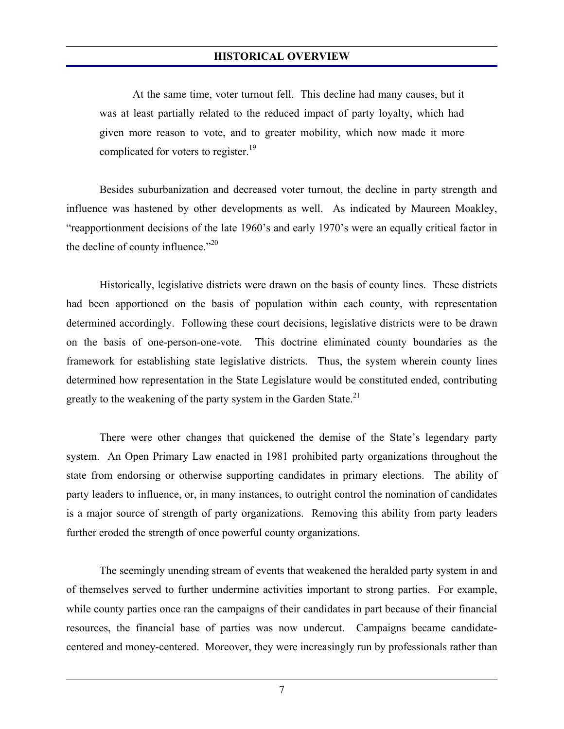At the same time, voter turnout fell. This decline had many causes, but it was at least partially related to the reduced impact of party loyalty, which had given more reason to vote, and to greater mobility, which now made it more complicated for voters to register.[19]

Besides suburbanization and decreased voter turnout, the decline in party strength and influence was hastened by other developments as well. As indicated by Maureen Moakley, "reapportionment decisions of the late 1960's and early 1970's were an equally critical factor in the decline of county influence."[20]

Historically, legislative districts were drawn on the basis of county lines. These districts had been apportioned on the basis of population within each county, with representation determined accordingly. Following these court decisions, legislative districts were to be drawn on the basis of one-person-one-vote. This doctrine eliminated county boundaries as the framework for establishing state legislative districts. Thus, the system wherein county lines determined how representation in the State Legislature would be constituted ended, contributing greatly to the weakening of the party system in the Garden State.[21]

There were other changes that quickened the demise of the State's legendary party system. An Open Primary Law enacted in 1981 prohibited party organizations throughout the state from endorsing or otherwise supporting candidates in primary elections. The ability of party leaders to influence, or, in many instances, to outright control the nomination of candidates is a major source of strength of party organizations. Removing this ability from party leaders further eroded the strength of once powerful county organizations.

The seemingly unending stream of events that weakened the heralded party system in and of themselves served to further undermine activities important to strong parties. For example, while county parties once ran the campaigns of their candidates in part because of their financial resources, the financial base of parties was now undercut. Campaigns became candidate-centered and money-centered. Moreover, they were increasingly run by professionals rather than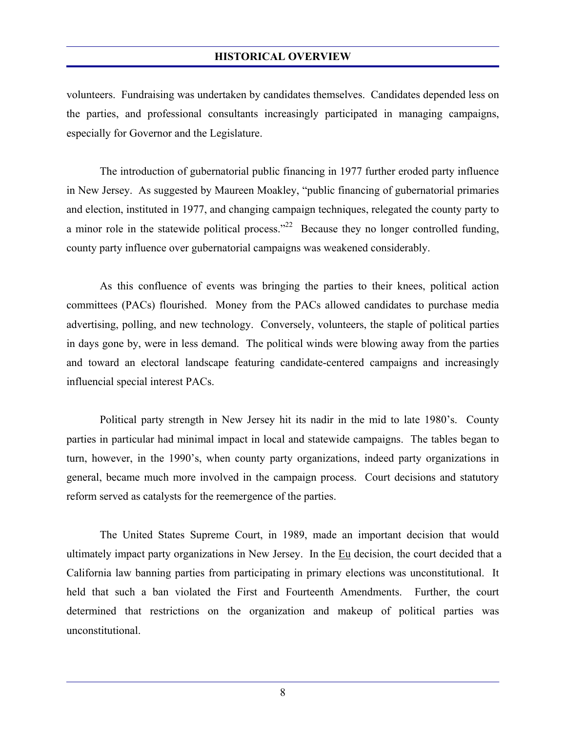volunteers. Fundraising was undertaken by candidates themselves. Candidates depended less on the parties, and professional consultants increasingly participated in managing campaigns, especially for Governor and the Legislature.

The introduction of gubernatorial public financing in 1977 further eroded party influence in New Jersey. As suggested by Maureen Moakley, "public financing of gubernatorial primaries and election, instituted in 1977, and changing campaign techniques, relegated the county party to a minor role in the statewide political process."[22] Because they no longer controlled funding, county party influence over gubernatorial campaigns was weakened considerably.

As this confluence of events was bringing the parties to their knees, political action committees (PACs) flourished. Money from the PACs allowed candidates to purchase media advertising, polling, and new technology. Conversely, volunteers, the staple of political parties in days gone by, were in less demand. The political winds were blowing away from the parties and toward an electoral landscape featuring candidate-centered campaigns and increasingly influencial special interest PACs.

Political party strength in New Jersey hit its nadir in the mid to late 1980's. County parties in particular had minimal impact in local and statewide campaigns. The tables began to turn, however, in the 1990's, when county party organizations, indeed party organizations in general, became much more involved in the campaign process. Court decisions and statutory reform served as catalysts for the reemergence of the parties.

The United States Supreme Court, in 1989, made an important decision that would ultimately impact party organizations in New Jersey. In the Eu decision, the court decided that a California law banning parties from participating in primary elections was unconstitutional. It held that such a ban violated the First and Fourteenth Amendments. Further, the court determined that restrictions on the organization and makeup of political parties was unconstitutional.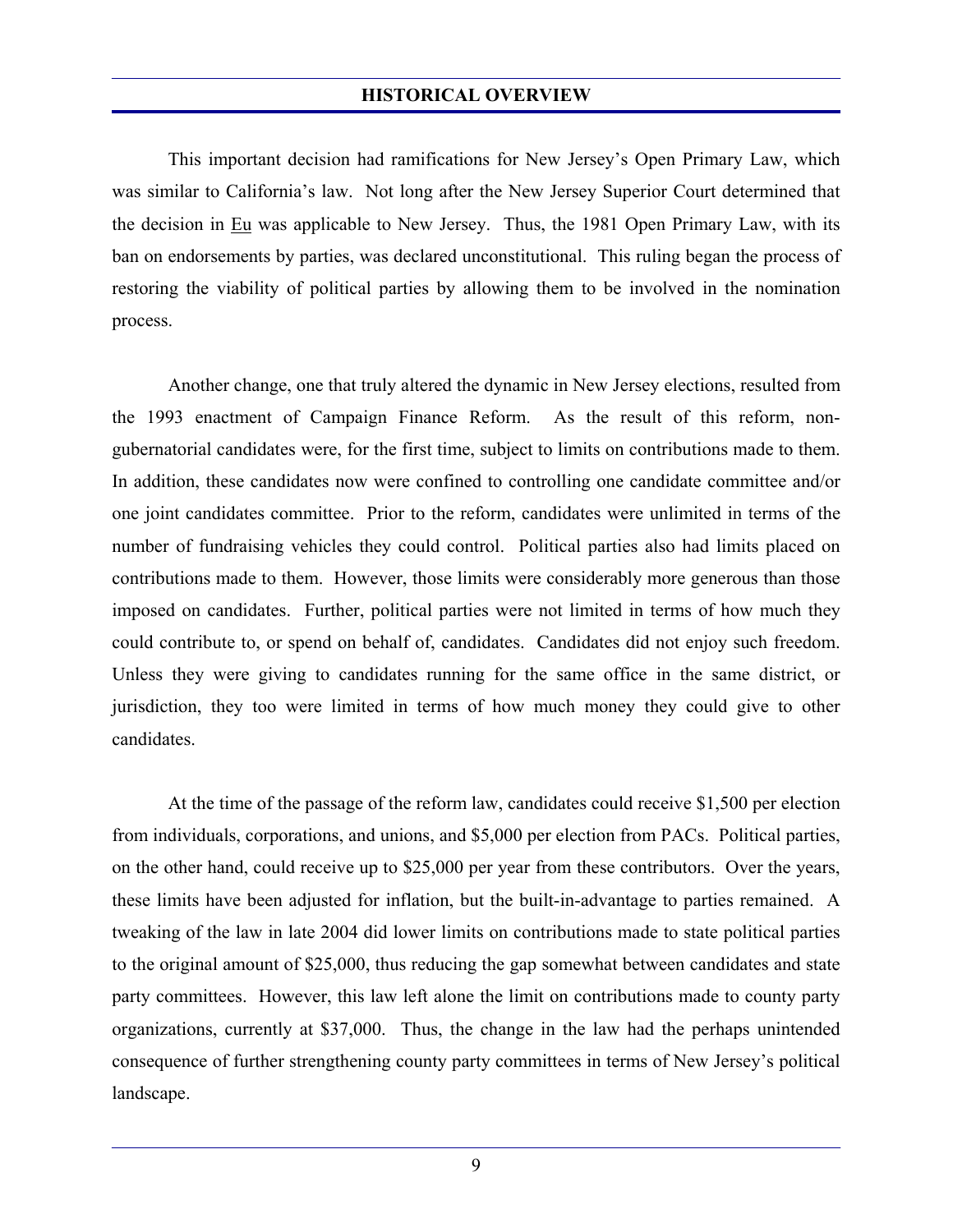This important decision had ramifications for New Jersey's Open Primary Law, which was similar to California's law. Not long after the New Jersey Superior Court determined that the decision in Eu was applicable to New Jersey. Thus, the 1981 Open Primary Law, with its ban on endorsements by parties, was declared unconstitutional. This ruling began the process of restoring the viability of political parties by allowing them to be involved in the nomination process.

Another change, one that truly altered the dynamic in New Jersey elections, resulted from the 1993 enactment of Campaign Finance Reform. As the result of this reform, non-gubernatorial candidates were, for the first time, subject to limits on contributions made to them. In addition, these candidates now were confined to controlling one candidate committee and/or one joint candidates committee. Prior to the reform, candidates were unlimited in terms of the number of fundraising vehicles they could control. Political parties also had limits placed on contributions made to them. However, those limits were considerably more generous than those imposed on candidates. Further, political parties were not limited in terms of how much they could contribute to, or spend on behalf of, candidates. Candidates did not enjoy such freedom. Unless they were giving to candidates running for the same office in the same district, or jurisdiction, they too were limited in terms of how much money they could give to other candidates.

At the time of the passage of the reform law, candidates could receive $1,500 per election from individuals, corporations, and unions, and $5,000 per election from PACs. Political parties, on the other hand, could receive up to $25,000 per year from these contributors. Over the years, these limits have been adjusted for inflation, but the built-in-advantage to parties remained. A tweaking of the law in late 2004 did lower limits on contributions made to state political parties to the original amount of $25,000, thus reducing the gap somewhat between candidates and state party committees. However, this law left alone the limit on contributions made to county party organizations, currently at $37,000. Thus, the change in the law had the perhaps unintended consequence of further strengthening county party committees in terms of New Jersey's political landscape.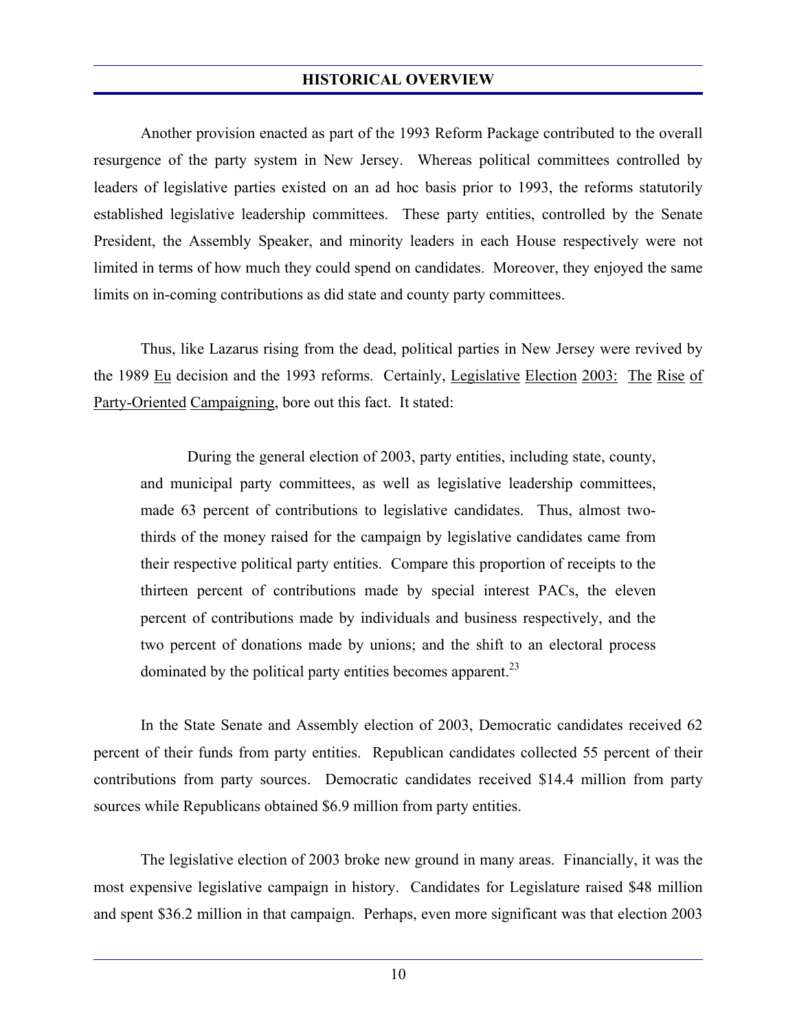## HISTORICAL OVERVIEW

Another provision enacted as part of the 1993 Reform Package contributed to the overall resurgence of the party system in New Jersey. Whereas political committees controlled by leaders of legislative parties existed on an ad hoc basis prior to 1993, the reforms statutorily established legislative leadership committees. These party entities, controlled by the Senate President, the Assembly Speaker, and minority leaders in each House respectively were not limited in terms of how much they could spend on candidates. Moreover, they enjoyed the same limits on in-coming contributions as did state and county party committees.

Thus, like Lazarus rising from the dead, political parties in New Jersey were revived by the 1989 Eu decision and the 1993 reforms. Certainly, Legislative Election 2003: The Rise of Party-Oriented Campaigning, bore out this fact. It stated:

> During the general election of 2003, party entities, including state, county, and municipal party committees, as well as legislative leadership committees, made 63 percent of contributions to legislative candidates. Thus, almost two-thirds of the money raised for the campaign by legislative candidates came from their respective political party entities. Compare this proportion of receipts to the thirteen percent of contributions made by special interest PACs, the eleven percent of contributions made by individuals and business respectively, and the two percent of donations made by unions; and the shift to an electoral process dominated by the political party entities becomes apparent.[23]

In the State Senate and Assembly election of 2003, Democratic candidates received 62 percent of their funds from party entities. Republican candidates collected 55 percent of their contributions from party sources. Democratic candidates received $14.4 million from party sources while Republicans obtained $6.9 million from party entities.

The legislative election of 2003 broke new ground in many areas. Financially, it was the most expensive legislative campaign in history. Candidates for Legislature raised $48 million and spent $36.2 million in that campaign. Perhaps, even more significant was that election 2003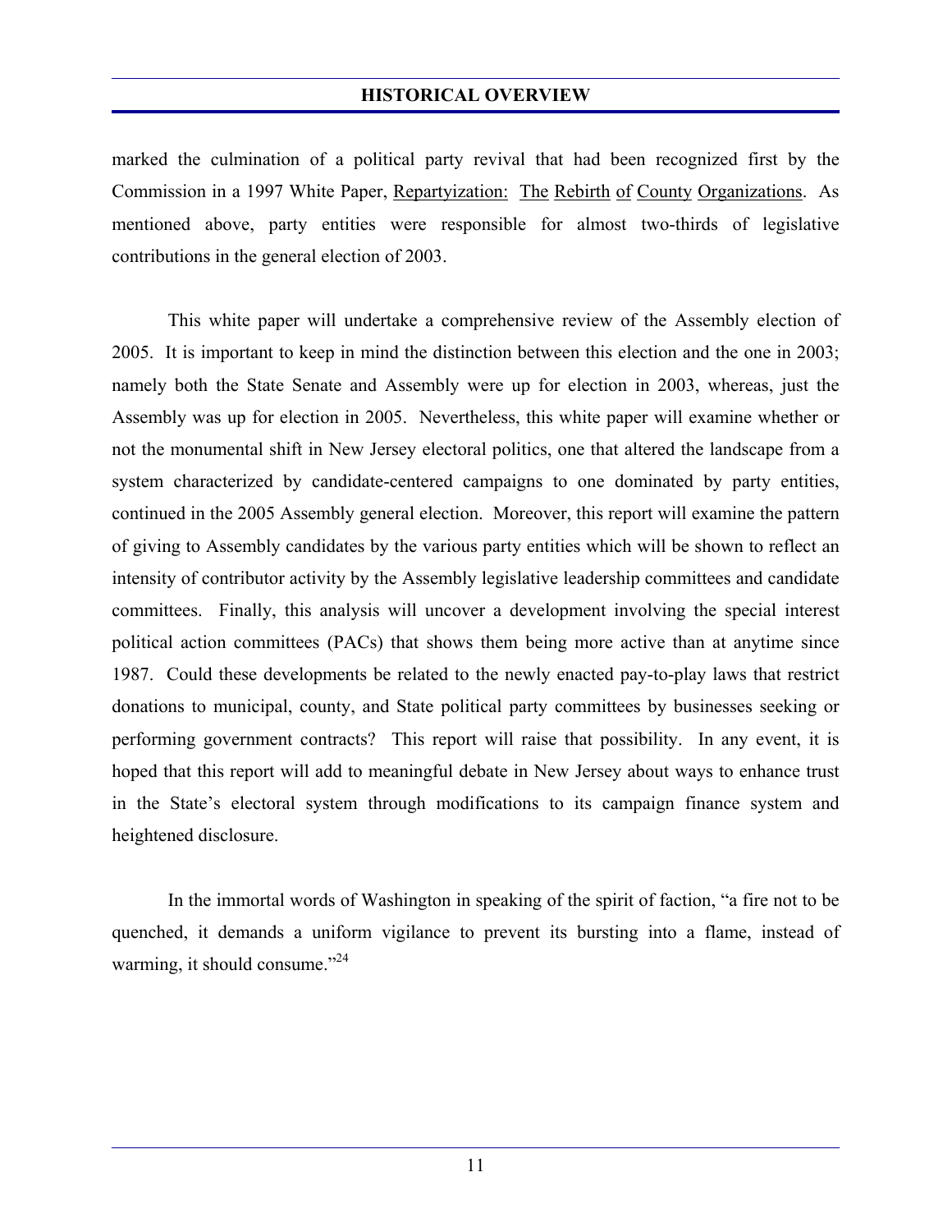marked the culmination of a political party revival that had been recognized first by the Commission in a 1997 White Paper, Repartyization: The Rebirth of County Organizations. As mentioned above, party entities were responsible for almost two-thirds of legislative contributions in the general election of 2003.

This white paper will undertake a comprehensive review of the Assembly election of 2005. It is important to keep in mind the distinction between this election and the one in 2003; namely both the State Senate and Assembly were up for election in 2003, whereas, just the Assembly was up for election in 2005. Nevertheless, this white paper will examine whether or not the monumental shift in New Jersey electoral politics, one that altered the landscape from a system characterized by candidate-centered campaigns to one dominated by party entities, continued in the 2005 Assembly general election. Moreover, this report will examine the pattern of giving to Assembly candidates by the various party entities which will be shown to reflect an intensity of contributor activity by the Assembly legislative leadership committees and candidate committees. Finally, this analysis will uncover a development involving the special interest political action committees (PACs) that shows them being more active than at anytime since 1987. Could these developments be related to the newly enacted pay-to-play laws that restrict donations to municipal, county, and State political party committees by businesses seeking or performing government contracts? This report will raise that possibility. In any event, it is hoped that this report will add to meaningful debate in New Jersey about ways to enhance trust in the State's electoral system through modifications to its campaign finance system and heightened disclosure.

In the immortal words of Washington in speaking of the spirit of faction, "a fire not to be quenched, it demands a uniform vigilance to prevent its bursting into a flame, instead of warming, it should consume."[24]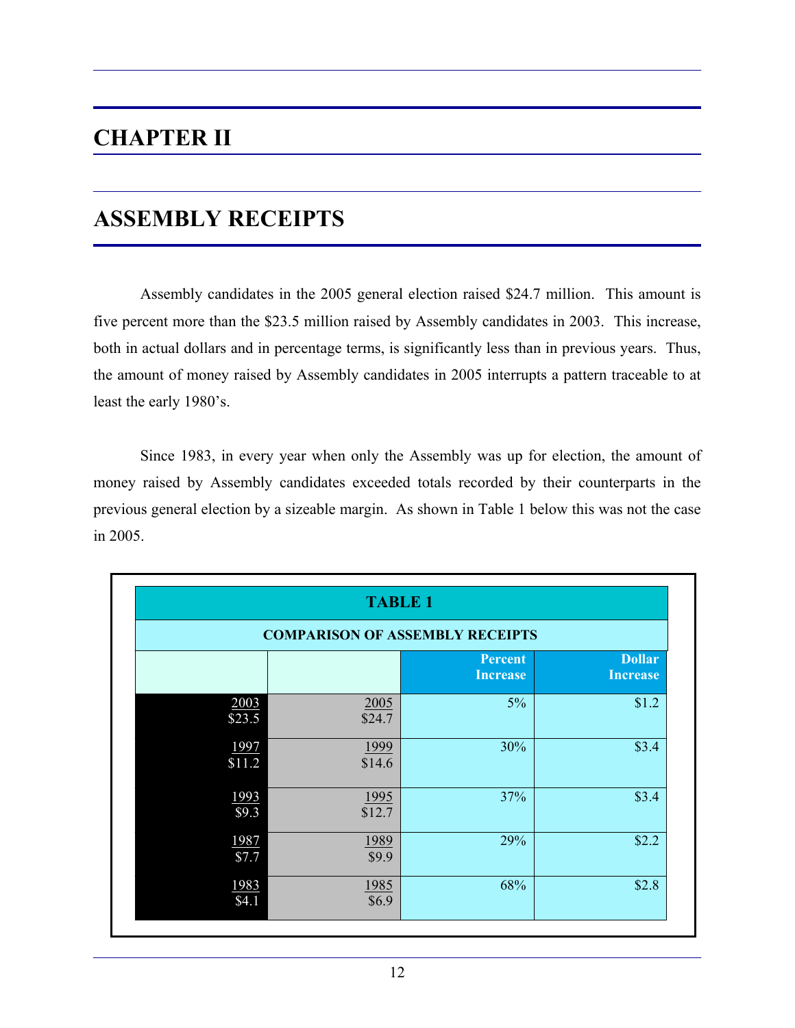# CHAPTER II

# ASSEMBLY RECEIPTS

Assembly candidates in the 2005 general election raised $24.7 million. This amount is five percent more than the $23.5 million raised by Assembly candidates in 2003. This increase, both in actual dollars and in percentage terms, is significantly less than in previous years. Thus, the amount of money raised by Assembly candidates in 2005 interrupts a pattern traceable to at least the early 1980's.

Since 1983, in every year when only the Assembly was up for election, the amount of money raised by Assembly candidates exceeded totals recorded by their counterparts in the previous general election by a sizeable margin. As shown in Table 1 below this was not the case in 2005.

**TABLE 1**

**COMPARISON OF ASSEMBLY RECEIPTS**

| | | Percent Increase | Dollar Increase |
|---|---|---|---|
| 2003<br>$23.5 | 2005<br>$24.7 | 5% | $1.2 |
| 1997<br>$11.2 | 1999<br>$14.6 | 30% | $3.4 |
| 1993<br>$9.3 | 1995<br>$12.7 | 37% | $3.4 |
| 1987<br>$7.7 | 1989<br>$9.9 | 29% | $2.2 |
| 1983<br>$4.1 | 1985<br>$6.9 | 68% | $2.8 |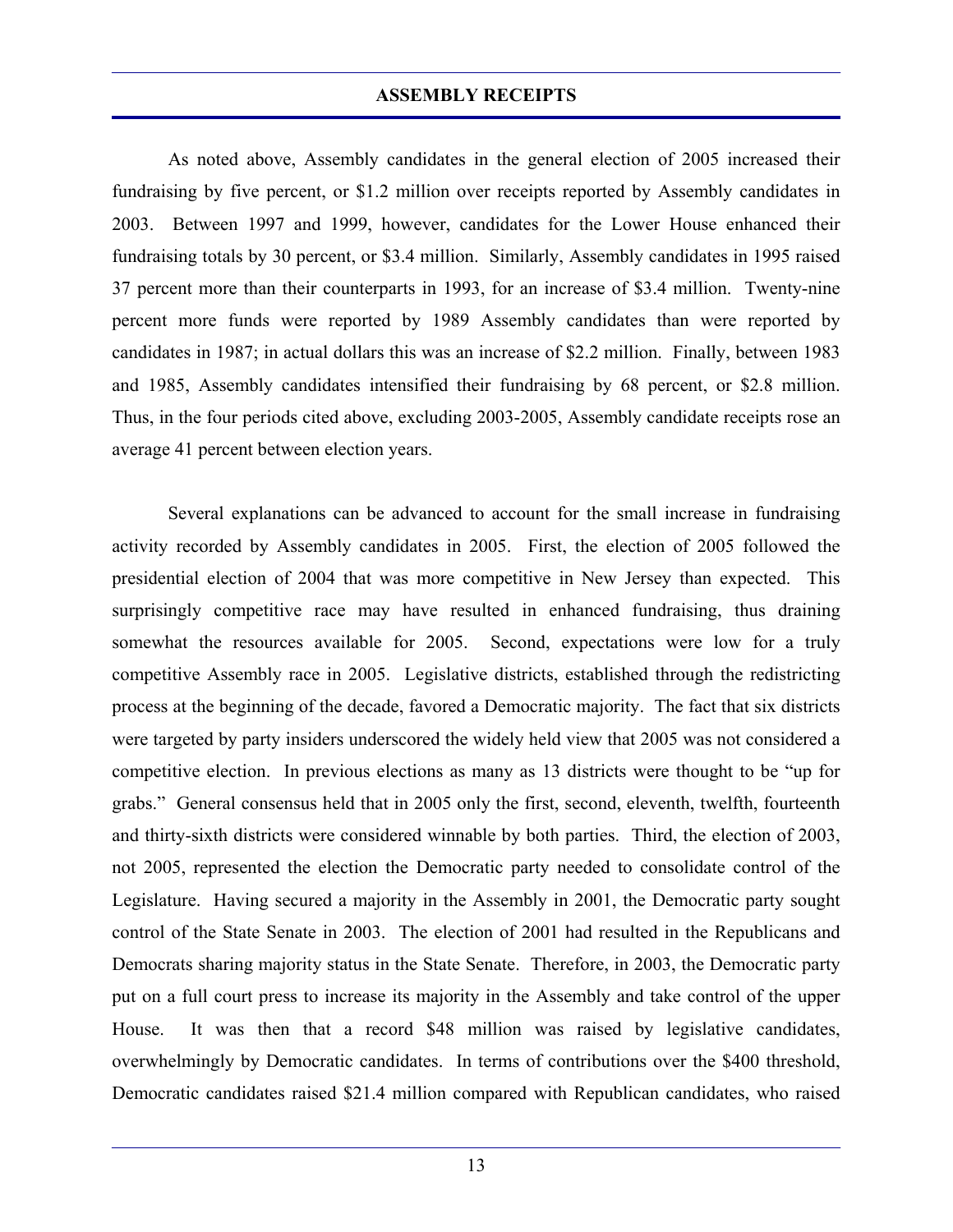## ASSEMBLY RECEIPTS

As noted above, Assembly candidates in the general election of 2005 increased their fundraising by five percent, or \$1.2 million over receipts reported by Assembly candidates in 2003. Between 1997 and 1999, however, candidates for the Lower House enhanced their fundraising totals by 30 percent, or \$3.4 million. Similarly, Assembly candidates in 1995 raised 37 percent more than their counterparts in 1993, for an increase of \$3.4 million. Twenty-nine percent more funds were reported by 1989 Assembly candidates than were reported by candidates in 1987; in actual dollars this was an increase of \$2.2 million. Finally, between 1983 and 1985, Assembly candidates intensified their fundraising by 68 percent, or \$2.8 million. Thus, in the four periods cited above, excluding 2003-2005, Assembly candidate receipts rose an average 41 percent between election years.

Several explanations can be advanced to account for the small increase in fundraising activity recorded by Assembly candidates in 2005. First, the election of 2005 followed the presidential election of 2004 that was more competitive in New Jersey than expected. This surprisingly competitive race may have resulted in enhanced fundraising, thus draining somewhat the resources available for 2005. Second, expectations were low for a truly competitive Assembly race in 2005. Legislative districts, established through the redistricting process at the beginning of the decade, favored a Democratic majority. The fact that six districts were targeted by party insiders underscored the widely held view that 2005 was not considered a competitive election. In previous elections as many as 13 districts were thought to be "up for grabs." General consensus held that in 2005 only the first, second, eleventh, twelfth, fourteenth and thirty-sixth districts were considered winnable by both parties. Third, the election of 2003, not 2005, represented the election the Democratic party needed to consolidate control of the Legislature. Having secured a majority in the Assembly in 2001, the Democratic party sought control of the State Senate in 2003. The election of 2001 had resulted in the Republicans and Democrats sharing majority status in the State Senate. Therefore, in 2003, the Democratic party put on a full court press to increase its majority in the Assembly and take control of the upper House. It was then that a record \$48 million was raised by legislative candidates, overwhelmingly by Democratic candidates. In terms of contributions over the \$400 threshold, Democratic candidates raised \$21.4 million compared with Republican candidates, who raised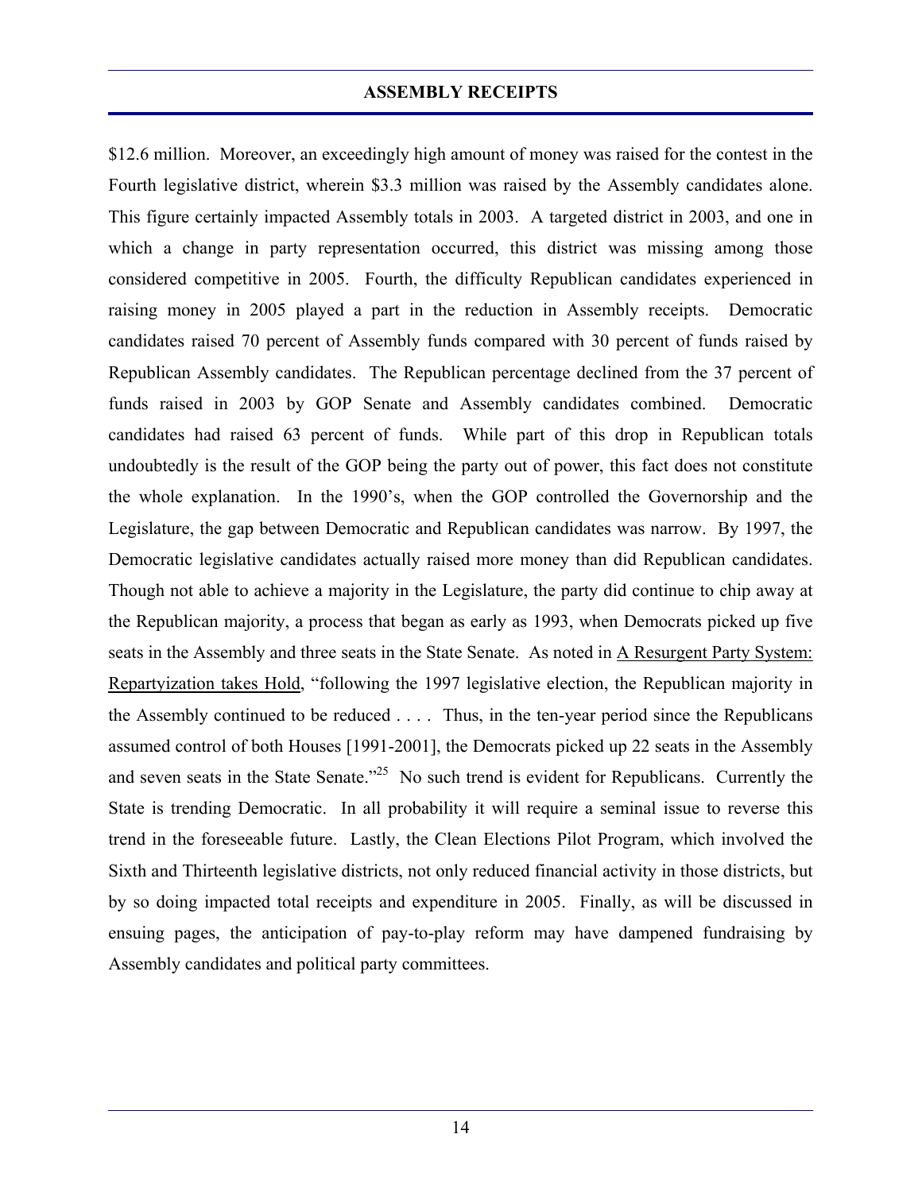$12.6 million. Moreover, an exceedingly high amount of money was raised for the contest in the Fourth legislative district, wherein $3.3 million was raised by the Assembly candidates alone. This figure certainly impacted Assembly totals in 2003. A targeted district in 2003, and one in which a change in party representation occurred, this district was missing among those considered competitive in 2005. Fourth, the difficulty Republican candidates experienced in raising money in 2005 played a part in the reduction in Assembly receipts. Democratic candidates raised 70 percent of Assembly funds compared with 30 percent of funds raised by Republican Assembly candidates. The Republican percentage declined from the 37 percent of funds raised in 2003 by GOP Senate and Assembly candidates combined. Democratic candidates had raised 63 percent of funds. While part of this drop in Republican totals undoubtedly is the result of the GOP being the party out of power, this fact does not constitute the whole explanation. In the 1990's, when the GOP controlled the Governorship and the Legislature, the gap between Democratic and Republican candidates was narrow. By 1997, the Democratic legislative candidates actually raised more money than did Republican candidates. Though not able to achieve a majority in the Legislature, the party did continue to chip away at the Republican majority, a process that began as early as 1993, when Democrats picked up five seats in the Assembly and three seats in the State Senate. As noted in <u>A Resurgent Party System: Repartyization takes Hold</u>, "following the 1997 legislative election, the Republican majority in the Assembly continued to be reduced . . . . Thus, in the ten-year period since the Republicans assumed control of both Houses [1991-2001], the Democrats picked up 22 seats in the Assembly and seven seats in the State Senate."[25] No such trend is evident for Republicans. Currently the State is trending Democratic. In all probability it will require a seminal issue to reverse this trend in the foreseeable future. Lastly, the Clean Elections Pilot Program, which involved the Sixth and Thirteenth legislative districts, not only reduced financial activity in those districts, but by so doing impacted total receipts and expenditure in 2005. Finally, as will be discussed in ensuing pages, the anticipation of pay-to-play reform may have dampened fundraising by Assembly candidates and political party committees.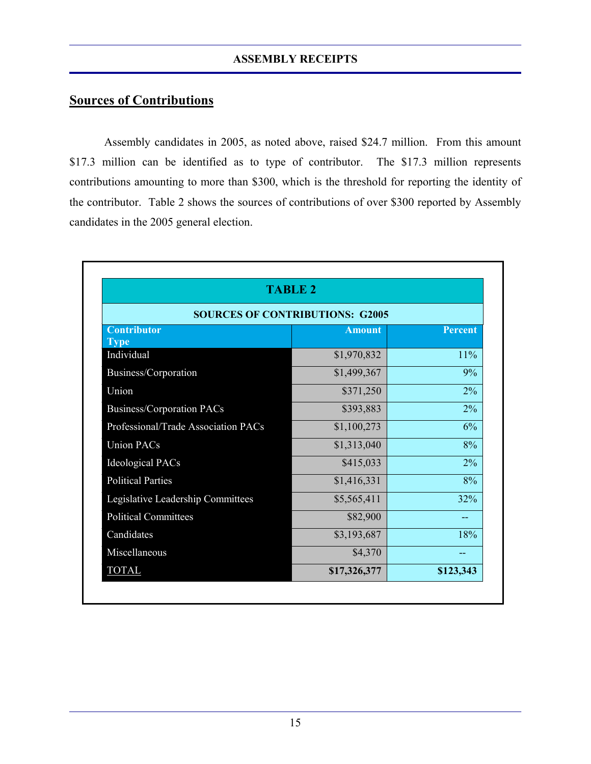## ASSEMBLY RECEIPTS

## Sources of Contributions

Assembly candidates in 2005, as noted above, raised $24.7 million. From this amount $17.3 million can be identified as to type of contributor. The $17.3 million represents contributions amounting to more than $300, which is the threshold for reporting the identity of the contributor. Table 2 shows the sources of contributions of over $300 reported by Assembly candidates in the 2005 general election.

**TABLE 2**

**SOURCES OF CONTRIBUTIONS: G2005**

| Contributor Type | Amount | Percent |
|---|---|---|
| Individual | $1,970,832 | 11% |
| Business/Corporation | $1,499,367 | 9% |
| Union | $371,250 | 2% |
| Business/Corporation PACs | $393,883 | 2% |
| Professional/Trade Association PACs | $1,100,273 | 6% |
| Union PACs | $1,313,040 | 8% |
| Ideological PACs | $415,033 | 2% |
| Political Parties | $1,416,331 | 8% |
| Legislative Leadership Committees | $5,565,411 | 32% |
| Political Committees | $82,900 | -- |
| Candidates | $3,193,687 | 18% |
| Miscellaneous | $4,370 | -- |
| TOTAL | **$17,326,377** | **$123,343** |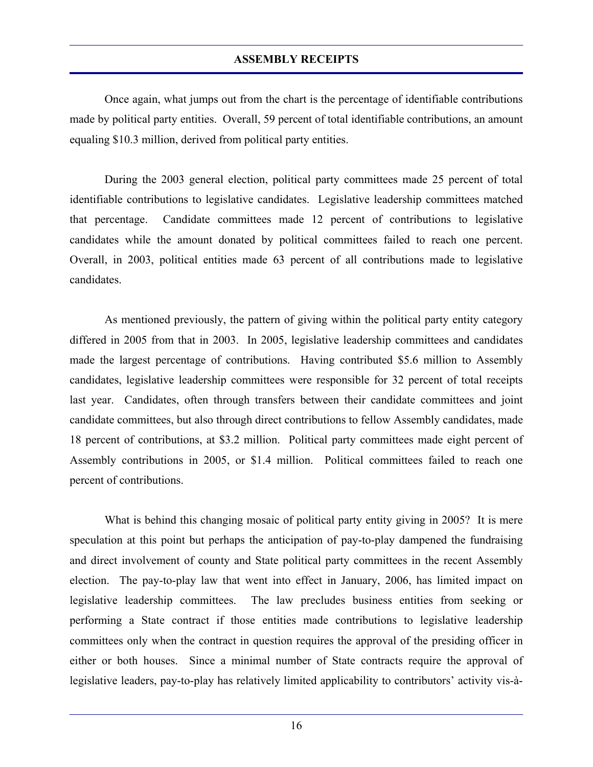## ASSEMBLY RECEIPTS

Once again, what jumps out from the chart is the percentage of identifiable contributions made by political party entities. Overall, 59 percent of total identifiable contributions, an amount equaling $10.3 million, derived from political party entities.

During the 2003 general election, political party committees made 25 percent of total identifiable contributions to legislative candidates. Legislative leadership committees matched that percentage. Candidate committees made 12 percent of contributions to legislative candidates while the amount donated by political committees failed to reach one percent. Overall, in 2003, political entities made 63 percent of all contributions made to legislative candidates.

As mentioned previously, the pattern of giving within the political party entity category differed in 2005 from that in 2003. In 2005, legislative leadership committees and candidates made the largest percentage of contributions. Having contributed $5.6 million to Assembly candidates, legislative leadership committees were responsible for 32 percent of total receipts last year. Candidates, often through transfers between their candidate committees and joint candidate committees, but also through direct contributions to fellow Assembly candidates, made 18 percent of contributions, at $3.2 million. Political party committees made eight percent of Assembly contributions in 2005, or $1.4 million. Political committees failed to reach one percent of contributions.

What is behind this changing mosaic of political party entity giving in 2005? It is mere speculation at this point but perhaps the anticipation of pay-to-play dampened the fundraising and direct involvement of county and State political party committees in the recent Assembly election. The pay-to-play law that went into effect in January, 2006, has limited impact on legislative leadership committees. The law precludes business entities from seeking or performing a State contract if those entities made contributions to legislative leadership committees only when the contract in question requires the approval of the presiding officer in either or both houses. Since a minimal number of State contracts require the approval of legislative leaders, pay-to-play has relatively limited applicability to contributors' activity vis-à-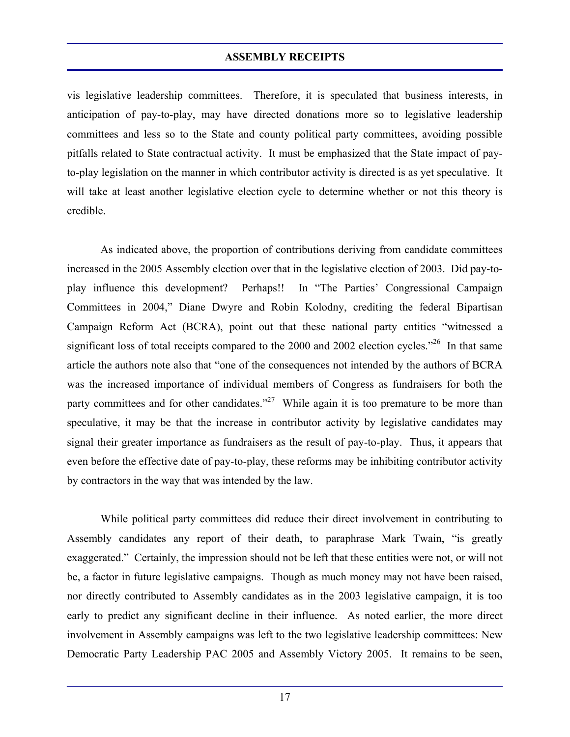vis legislative leadership committees. Therefore, it is speculated that business interests, in anticipation of pay-to-play, may have directed donations more so to legislative leadership committees and less so to the State and county political party committees, avoiding possible pitfalls related to State contractual activity. It must be emphasized that the State impact of pay-to-play legislation on the manner in which contributor activity is directed is as yet speculative. It will take at least another legislative election cycle to determine whether or not this theory is credible.

As indicated above, the proportion of contributions deriving from candidate committees increased in the 2005 Assembly election over that in the legislative election of 2003. Did pay-to-play influence this development? Perhaps!! In "The Parties' Congressional Campaign Committees in 2004," Diane Dwyre and Robin Kolodny, crediting the federal Bipartisan Campaign Reform Act (BCRA), point out that these national party entities "witnessed a significant loss of total receipts compared to the 2000 and 2002 election cycles."[26] In that same article the authors note also that "one of the consequences not intended by the authors of BCRA was the increased importance of individual members of Congress as fundraisers for both the party committees and for other candidates."[27] While again it is too premature to be more than speculative, it may be that the increase in contributor activity by legislative candidates may signal their greater importance as fundraisers as the result of pay-to-play. Thus, it appears that even before the effective date of pay-to-play, these reforms may be inhibiting contributor activity by contractors in the way that was intended by the law.

While political party committees did reduce their direct involvement in contributing to Assembly candidates any report of their death, to paraphrase Mark Twain, "is greatly exaggerated." Certainly, the impression should not be left that these entities were not, or will not be, a factor in future legislative campaigns. Though as much money may not have been raised, nor directly contributed to Assembly candidates as in the 2003 legislative campaign, it is too early to predict any significant decline in their influence. As noted earlier, the more direct involvement in Assembly campaigns was left to the two legislative leadership committees: New Democratic Party Leadership PAC 2005 and Assembly Victory 2005. It remains to be seen,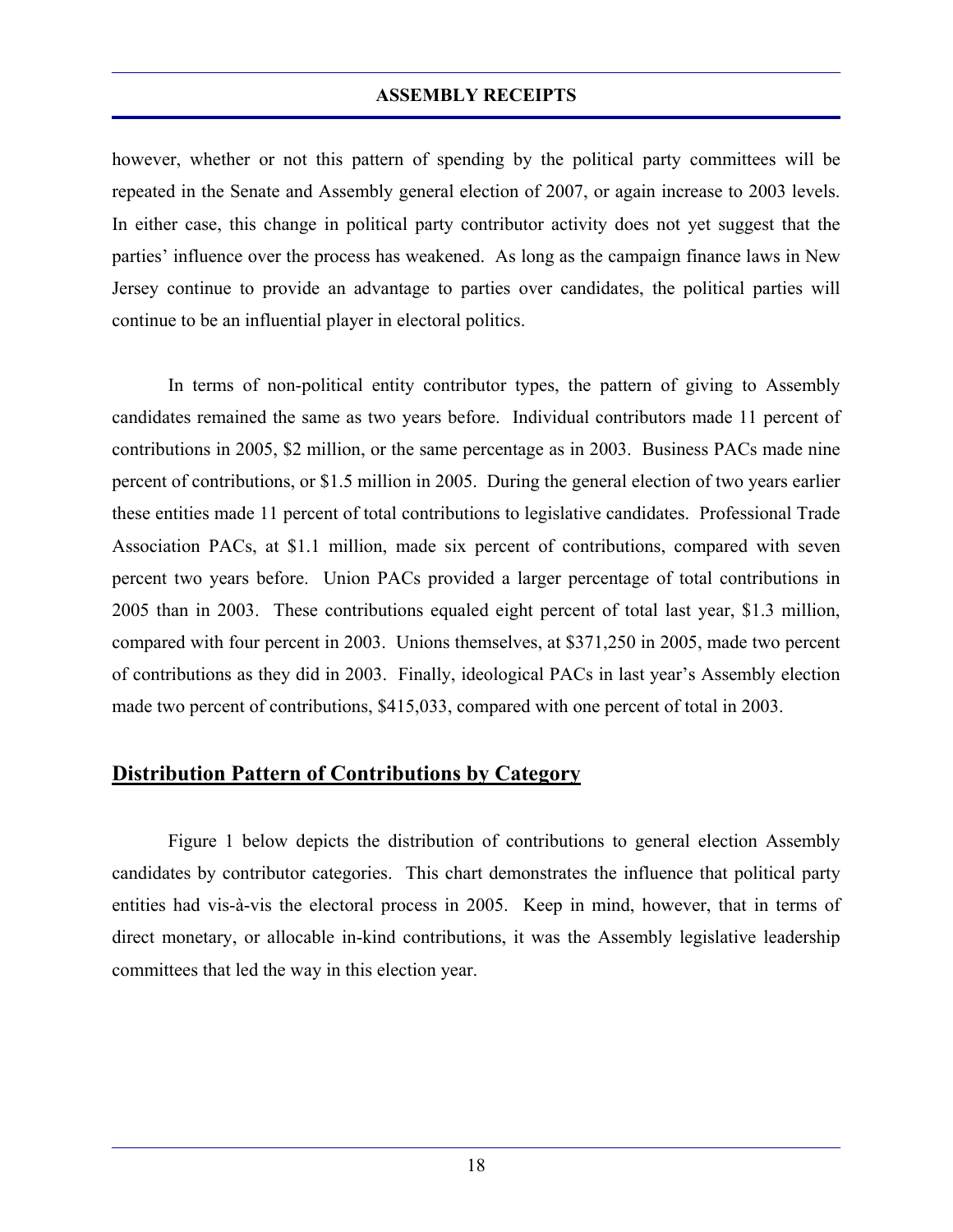however, whether or not this pattern of spending by the political party committees will be repeated in the Senate and Assembly general election of 2007, or again increase to 2003 levels. In either case, this change in political party contributor activity does not yet suggest that the parties' influence over the process has weakened. As long as the campaign finance laws in New Jersey continue to provide an advantage to parties over candidates, the political parties will continue to be an influential player in electoral politics.

In terms of non-political entity contributor types, the pattern of giving to Assembly candidates remained the same as two years before. Individual contributors made 11 percent of contributions in 2005, $2 million, or the same percentage as in 2003. Business PACs made nine percent of contributions, or $1.5 million in 2005. During the general election of two years earlier these entities made 11 percent of total contributions to legislative candidates. Professional Trade Association PACs, at $1.1 million, made six percent of contributions, compared with seven percent two years before. Union PACs provided a larger percentage of total contributions in 2005 than in 2003. These contributions equaled eight percent of total last year, $1.3 million, compared with four percent in 2003. Unions themselves, at $371,250 in 2005, made two percent of contributions as they did in 2003. Finally, ideological PACs in last year's Assembly election made two percent of contributions, $415,033, compared with one percent of total in 2003.

## Distribution Pattern of Contributions by Category

Figure 1 below depicts the distribution of contributions to general election Assembly candidates by contributor categories. This chart demonstrates the influence that political party entities had vis-à-vis the electoral process in 2005. Keep in mind, however, that in terms of direct monetary, or allocable in-kind contributions, it was the Assembly legislative leadership committees that led the way in this election year.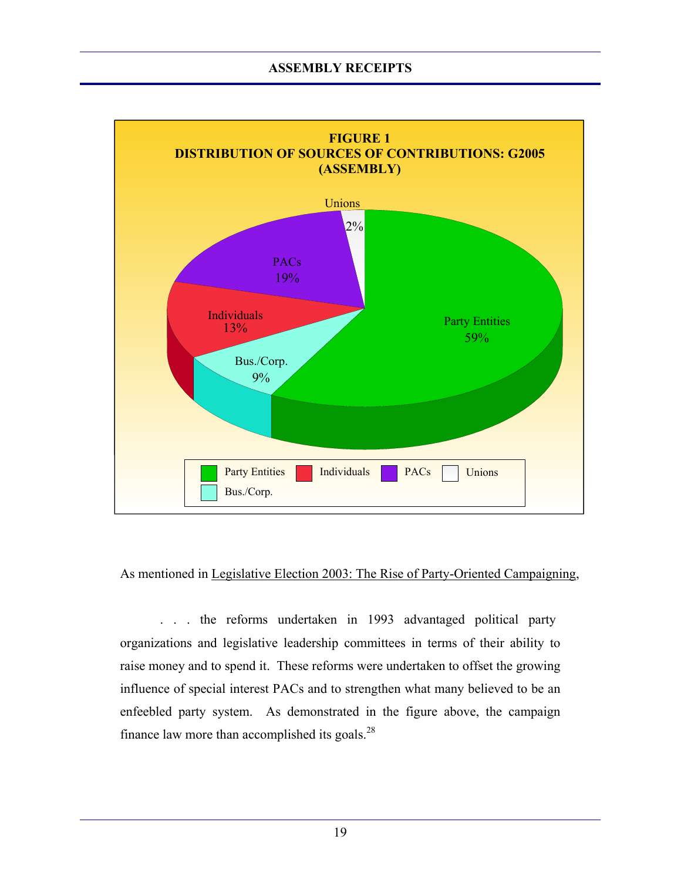## ASSEMBLY RECEIPTS

**FIGURE 1**
**DISTRIBUTION OF SOURCES OF CONTRIBUTIONS: G2005**
**(ASSEMBLY)**

| Source | Percent |
|---|---|
| Party Entities | 59% |
| PACs | 19% |
| Individuals | 13% |
| Bus./Corp. | 9% |
| Unions | 2% |

As mentioned in Legislative Election 2003: The Rise of Party-Oriented Campaigning,

> . . . the reforms undertaken in 1993 advantaged political party organizations and legislative leadership committees in terms of their ability to raise money and to spend it. These reforms were undertaken to offset the growing influence of special interest PACs and to strengthen what many believed to be an enfeebled party system. As demonstrated in the figure above, the campaign finance law more than accomplished its goals.[28]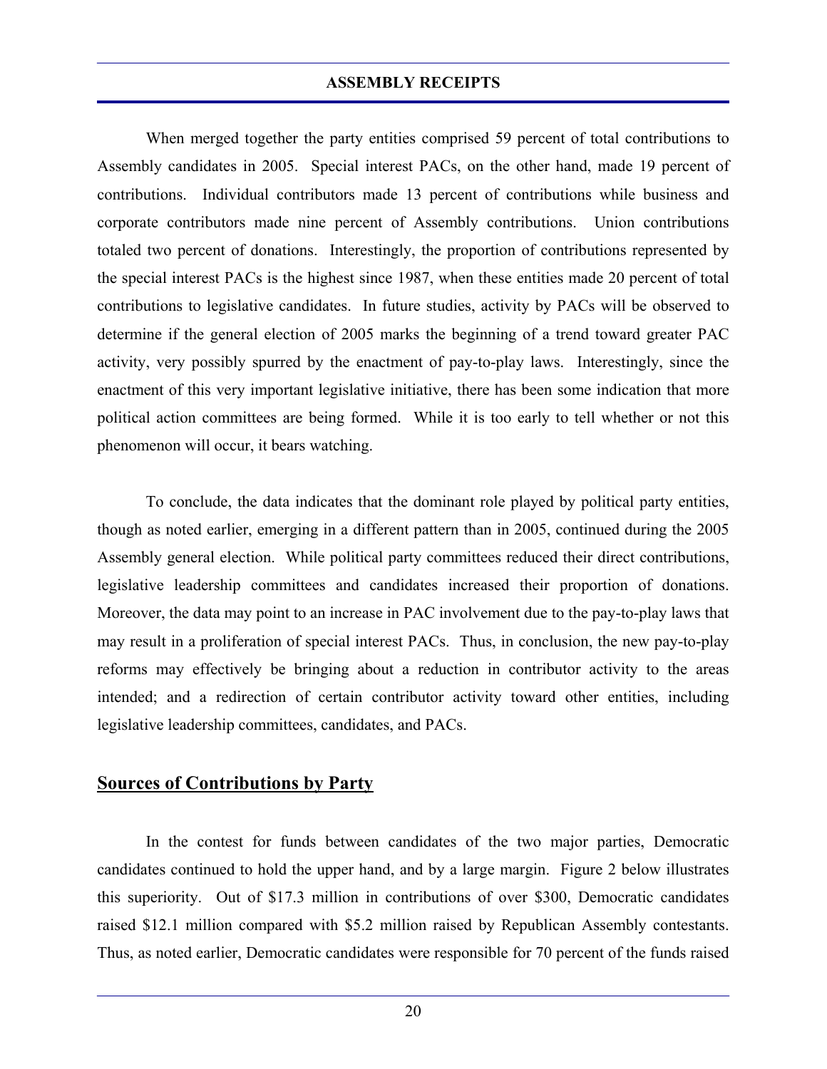When merged together the party entities comprised 59 percent of total contributions to Assembly candidates in 2005. Special interest PACs, on the other hand, made 19 percent of contributions. Individual contributors made 13 percent of contributions while business and corporate contributors made nine percent of Assembly contributions. Union contributions totaled two percent of donations. Interestingly, the proportion of contributions represented by the special interest PACs is the highest since 1987, when these entities made 20 percent of total contributions to legislative candidates. In future studies, activity by PACs will be observed to determine if the general election of 2005 marks the beginning of a trend toward greater PAC activity, very possibly spurred by the enactment of pay-to-play laws. Interestingly, since the enactment of this very important legislative initiative, there has been some indication that more political action committees are being formed. While it is too early to tell whether or not this phenomenon will occur, it bears watching.

To conclude, the data indicates that the dominant role played by political party entities, though as noted earlier, emerging in a different pattern than in 2005, continued during the 2005 Assembly general election. While political party committees reduced their direct contributions, legislative leadership committees and candidates increased their proportion of donations. Moreover, the data may point to an increase in PAC involvement due to the pay-to-play laws that may result in a proliferation of special interest PACs. Thus, in conclusion, the new pay-to-play reforms may effectively be bringing about a reduction in contributor activity to the areas intended; and a redirection of certain contributor activity toward other entities, including legislative leadership committees, candidates, and PACs.

## Sources of Contributions by Party

In the contest for funds between candidates of the two major parties, Democratic candidates continued to hold the upper hand, and by a large margin. Figure 2 below illustrates this superiority. Out of $17.3 million in contributions of over $300, Democratic candidates raised $12.1 million compared with $5.2 million raised by Republican Assembly contestants. Thus, as noted earlier, Democratic candidates were responsible for 70 percent of the funds raised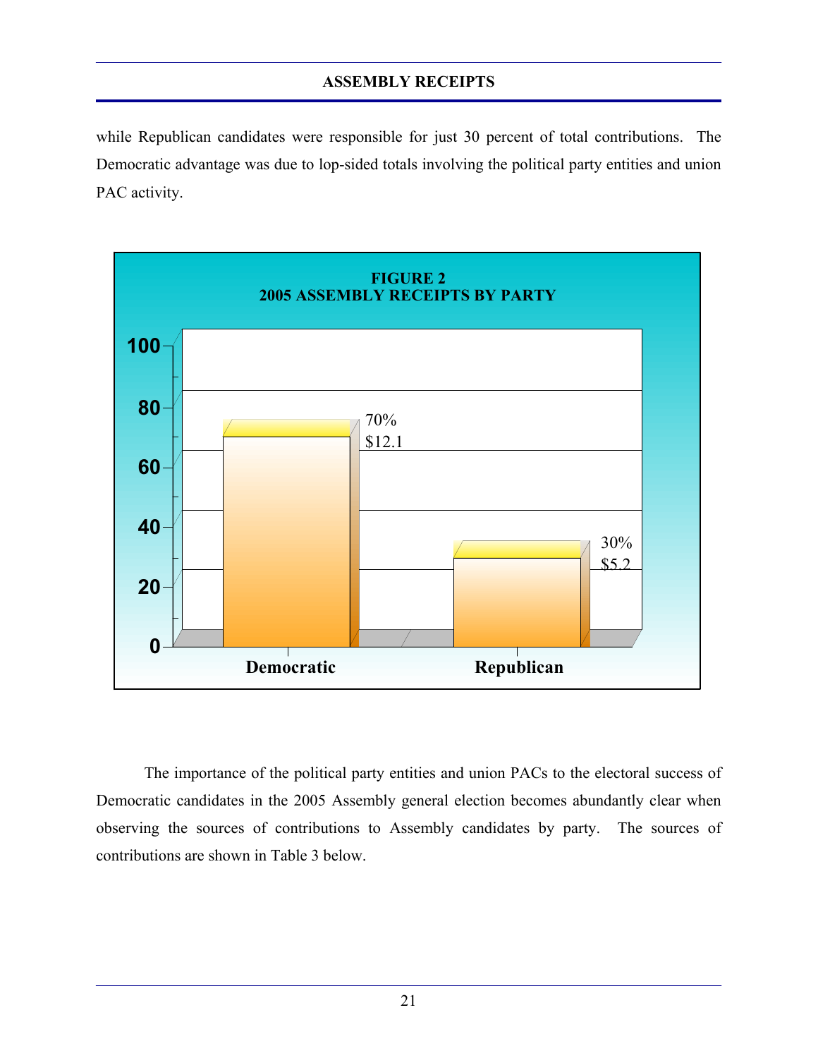while Republican candidates were responsible for just 30 percent of total contributions. The Democratic advantage was due to lop-sided totals involving the political party entities and union PAC activity.

**FIGURE 2**
**2005 ASSEMBLY RECEIPTS BY PARTY**

| Party | Percent | Amount |
|---|---|---|
| Democratic | 70% | $12.1 |
| Republican | 30% | $5.2 |

The importance of the political party entities and union PACs to the electoral success of Democratic candidates in the 2005 Assembly general election becomes abundantly clear when observing the sources of contributions to Assembly candidates by party. The sources of contributions are shown in Table 3 below.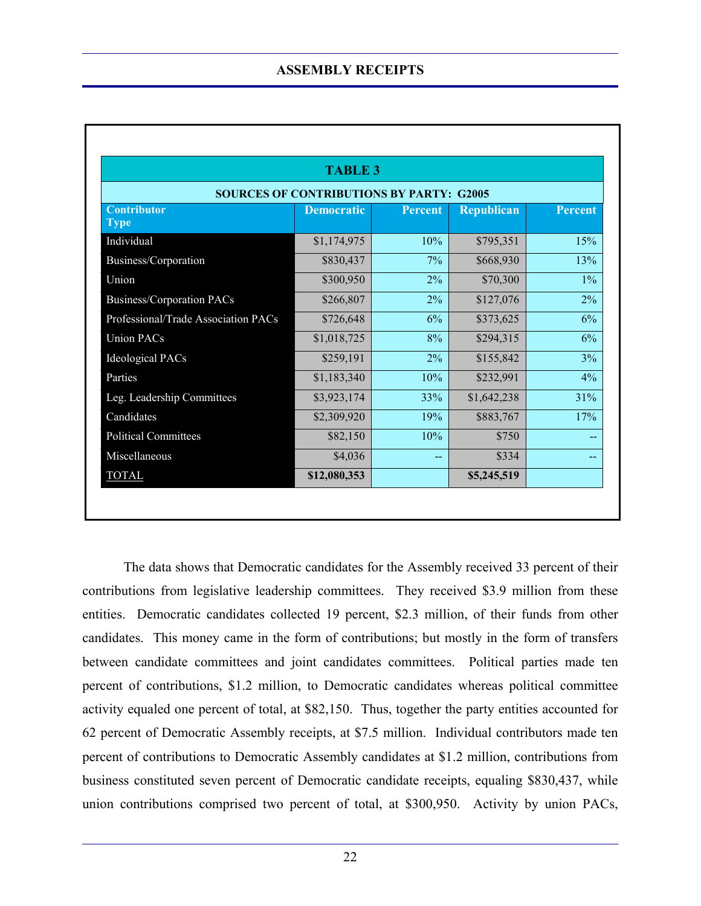## ASSEMBLY RECEIPTS

| TABLE 3 | | | | |
|---|---|---|---|---|
| **SOURCES OF CONTRIBUTIONS BY PARTY: G2005** | | | | |
| **Contributor Type** | **Democratic** | **Percent** | **Republican** | **Percent** |
| Individual | $1,174,975 | 10% | $795,351 | 15% |
| Business/Corporation | $830,437 | 7% | $668,930 | 13% |
| Union | $300,950 | 2% | $70,300 | 1% |
| Business/Corporation PACs | $266,807 | 2% | $127,076 | 2% |
| Professional/Trade Association PACs | $726,648 | 6% | $373,625 | 6% |
| Union PACs | $1,018,725 | 8% | $294,315 | 6% |
| Ideological PACs | $259,191 | 2% | $155,842 | 3% |
| Parties | $1,183,340 | 10% | $232,991 | 4% |
| Leg. Leadership Committees | $3,923,174 | 33% | $1,642,238 | 31% |
| Candidates | $2,309,920 | 19% | $883,767 | 17% |
| Political Committees | $82,150 | 10% | $750 | -- |
| Miscellaneous | $4,036 | -- | $334 | -- |
| TOTAL | **$12,080,353** | | **$5,245,519** | |

The data shows that Democratic candidates for the Assembly received 33 percent of their contributions from legislative leadership committees. They received $3.9 million from these entities. Democratic candidates collected 19 percent, $2.3 million, of their funds from other candidates. This money came in the form of contributions; but mostly in the form of transfers between candidate committees and joint candidates committees. Political parties made ten percent of contributions, $1.2 million, to Democratic candidates whereas political committee activity equaled one percent of total, at $82,150. Thus, together the party entities accounted for 62 percent of Democratic Assembly receipts, at $7.5 million. Individual contributors made ten percent of contributions to Democratic Assembly candidates at $1.2 million, contributions from business constituted seven percent of Democratic candidate receipts, equaling $830,437, while union contributions comprised two percent of total, at $300,950. Activity by union PACs,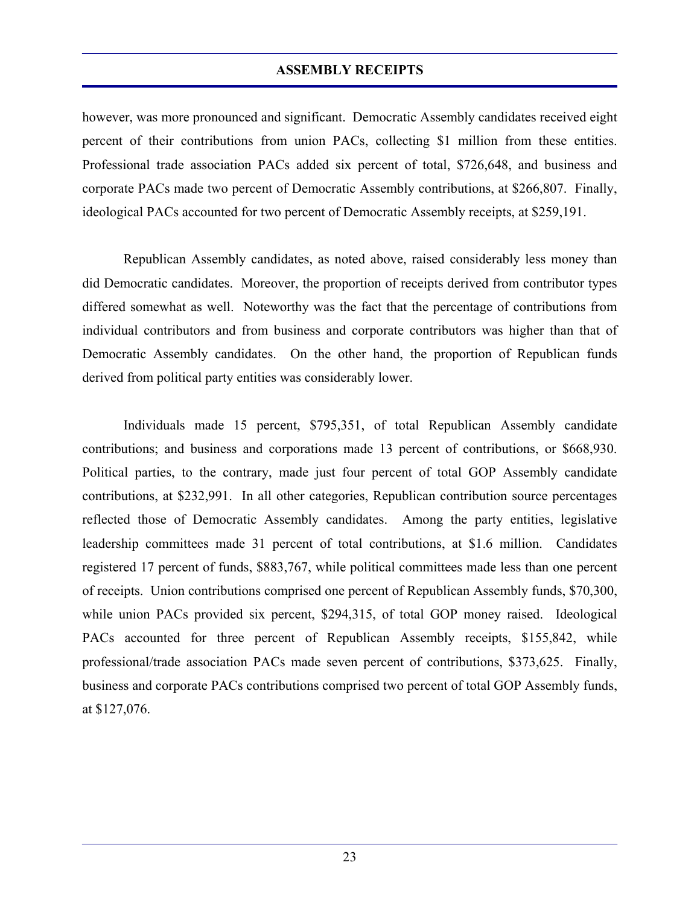however, was more pronounced and significant. Democratic Assembly candidates received eight percent of their contributions from union PACs, collecting $1 million from these entities. Professional trade association PACs added six percent of total, $726,648, and business and corporate PACs made two percent of Democratic Assembly contributions, at $266,807. Finally, ideological PACs accounted for two percent of Democratic Assembly receipts, at $259,191.

Republican Assembly candidates, as noted above, raised considerably less money than did Democratic candidates. Moreover, the proportion of receipts derived from contributor types differed somewhat as well. Noteworthy was the fact that the percentage of contributions from individual contributors and from business and corporate contributors was higher than that of Democratic Assembly candidates. On the other hand, the proportion of Republican funds derived from political party entities was considerably lower.

Individuals made 15 percent, $795,351, of total Republican Assembly candidate contributions; and business and corporations made 13 percent of contributions, or $668,930. Political parties, to the contrary, made just four percent of total GOP Assembly candidate contributions, at $232,991. In all other categories, Republican contribution source percentages reflected those of Democratic Assembly candidates. Among the party entities, legislative leadership committees made 31 percent of total contributions, at $1.6 million. Candidates registered 17 percent of funds, $883,767, while political committees made less than one percent of receipts. Union contributions comprised one percent of Republican Assembly funds, $70,300, while union PACs provided six percent, $294,315, of total GOP money raised. Ideological PACs accounted for three percent of Republican Assembly receipts, $155,842, while professional/trade association PACs made seven percent of contributions, $373,625. Finally, business and corporate PACs contributions comprised two percent of total GOP Assembly funds, at $127,076.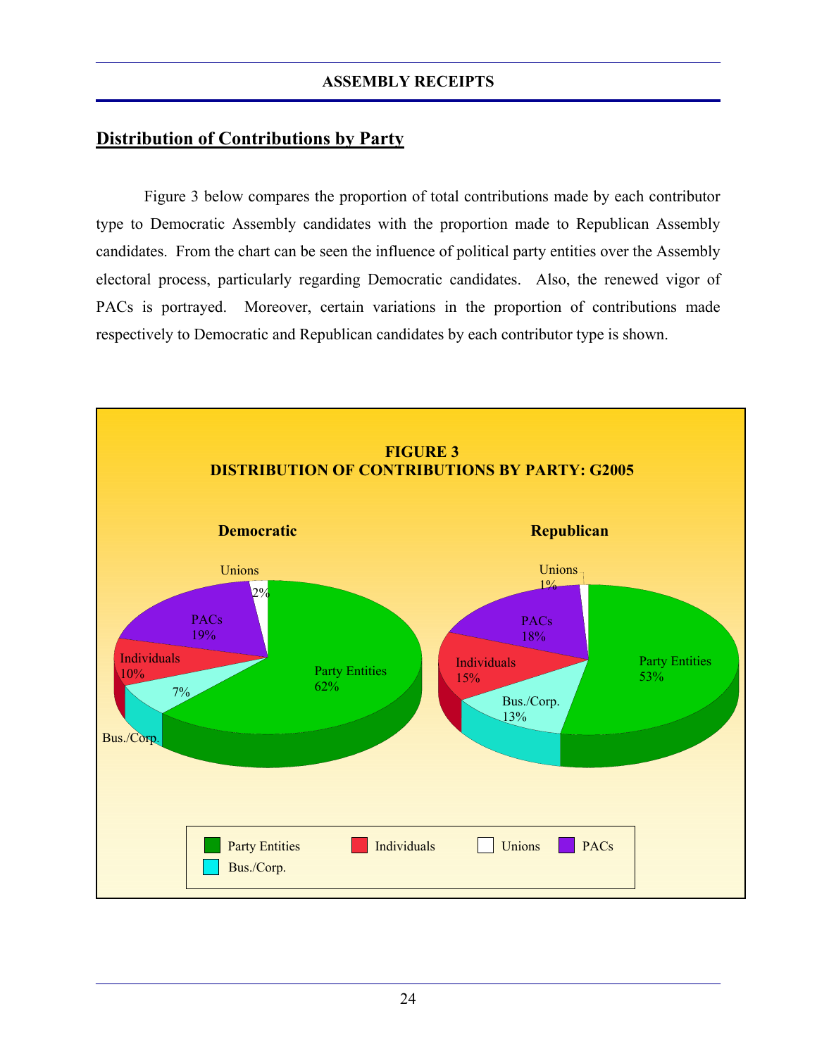## Distribution of Contributions by Party

Figure 3 below compares the proportion of total contributions made by each contributor type to Democratic Assembly candidates with the proportion made to Republican Assembly candidates. From the chart can be seen the influence of political party entities over the Assembly electoral process, particularly regarding Democratic candidates. Also, the renewed vigor of PACs is portrayed. Moreover, certain variations in the proportion of contributions made respectively to Democratic and Republican candidates by each contributor type is shown.

**FIGURE 3**
**DISTRIBUTION OF CONTRIBUTIONS BY PARTY: G2005**

| Contributor Type | Democratic | Republican |
|---|---|---|
| Party Entities | 62% | 53% |
| Individuals | 10% | 15% |
| Unions | 2% | 1% |
| PACs | 19% | 18% |
| Bus./Corp. | 7% | 13% |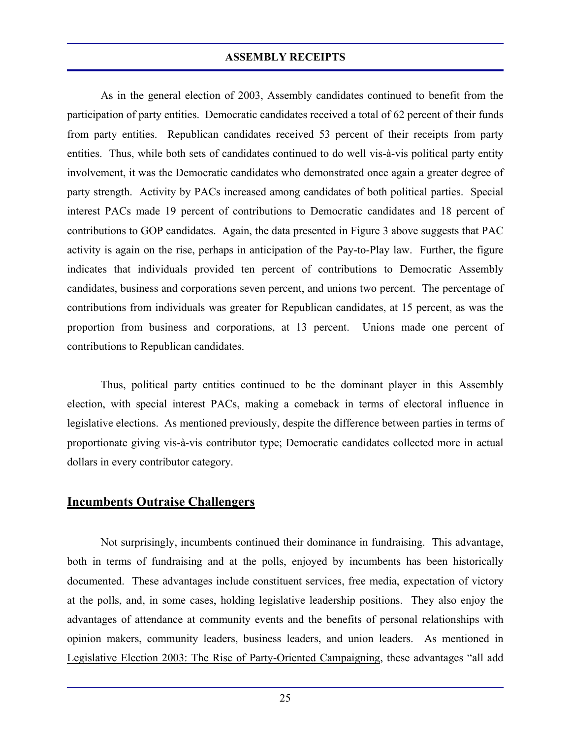## ASSEMBLY RECEIPTS

As in the general election of 2003, Assembly candidates continued to benefit from the participation of party entities. Democratic candidates received a total of 62 percent of their funds from party entities. Republican candidates received 53 percent of their receipts from party entities. Thus, while both sets of candidates continued to do well vis-à-vis political party entity involvement, it was the Democratic candidates who demonstrated once again a greater degree of party strength. Activity by PACs increased among candidates of both political parties. Special interest PACs made 19 percent of contributions to Democratic candidates and 18 percent of contributions to GOP candidates. Again, the data presented in Figure 3 above suggests that PAC activity is again on the rise, perhaps in anticipation of the Pay-to-Play law. Further, the figure indicates that individuals provided ten percent of contributions to Democratic Assembly candidates, business and corporations seven percent, and unions two percent. The percentage of contributions from individuals was greater for Republican candidates, at 15 percent, as was the proportion from business and corporations, at 13 percent. Unions made one percent of contributions to Republican candidates.

Thus, political party entities continued to be the dominant player in this Assembly election, with special interest PACs, making a comeback in terms of electoral influence in legislative elections. As mentioned previously, despite the difference between parties in terms of proportionate giving vis-à-vis contributor type; Democratic candidates collected more in actual dollars in every contributor category.

### <u>Incumbents Outraise Challengers</u>

Not surprisingly, incumbents continued their dominance in fundraising. This advantage, both in terms of fundraising and at the polls, enjoyed by incumbents has been historically documented. These advantages include constituent services, free media, expectation of victory at the polls, and, in some cases, holding legislative leadership positions. They also enjoy the advantages of attendance at community events and the benefits of personal relationships with opinion makers, community leaders, business leaders, and union leaders. As mentioned in <u>Legislative Election 2003: The Rise of Party-Oriented Campaigning</u>, these advantages "all add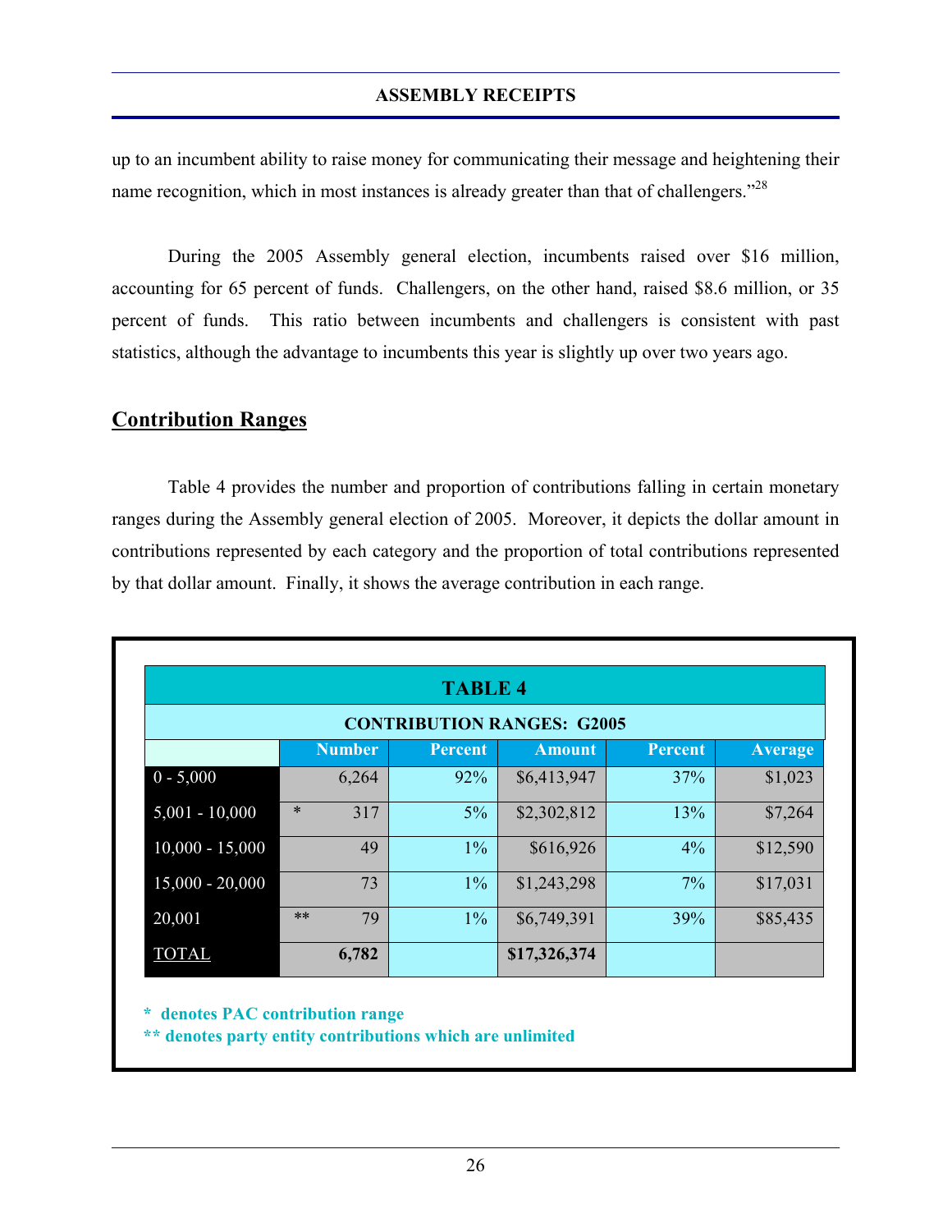up to an incumbent ability to raise money for communicating their message and heightening their name recognition, which in most instances is already greater than that of challengers."[28]

During the 2005 Assembly general election, incumbents raised over $16 million, accounting for 65 percent of funds. Challengers, on the other hand, raised $8.6 million, or 35 percent of funds. This ratio between incumbents and challengers is consistent with past statistics, although the advantage to incumbents this year is slightly up over two years ago.

## Contribution Ranges

Table 4 provides the number and proportion of contributions falling in certain monetary ranges during the Assembly general election of 2005. Moreover, it depicts the dollar amount in contributions represented by each category and the proportion of total contributions represented by that dollar amount. Finally, it shows the average contribution in each range.

**TABLE 4**

**CONTRIBUTION RANGES: G2005**

| | Number | Percent | Amount | Percent | Average |
|---|---|---|---|---|---|
| 0 - 5,000 | 6,264 | 92% | $6,413,947 | 37% | $1,023 |
| 5,001 - 10,000 | * 317 | 5% | $2,302,812 | 13% | $7,264 |
| 10,000 - 15,000 | 49 | 1% | $616,926 | 4% | $12,590 |
| 15,000 - 20,000 | 73 | 1% | $1,243,298 | 7% | $17,031 |
| 20,001 | ** 79 | 1% | $6,749,391 | 39% | $85,435 |
| TOTAL | **6,782** | | **$17,326,374** | | |

**\* denotes PAC contribution range**
**\*\* denotes party entity contributions which are unlimited**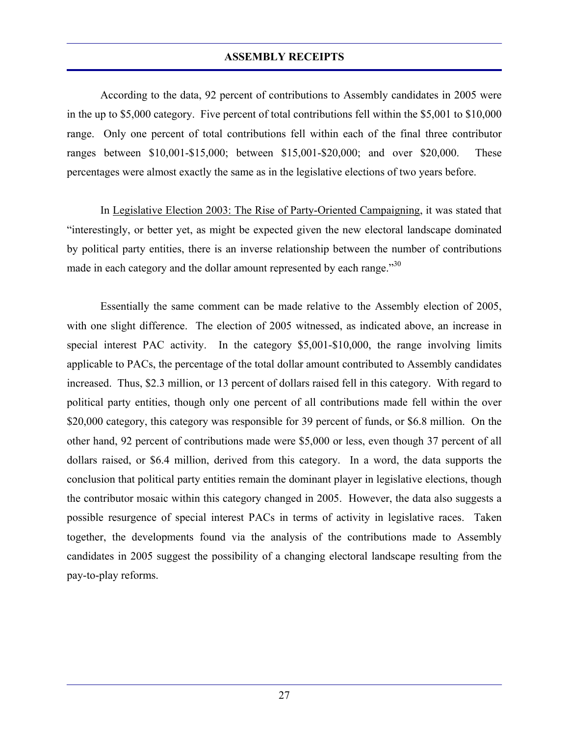## ASSEMBLY RECEIPTS

According to the data, 92 percent of contributions to Assembly candidates in 2005 were in the up to $5,000 category. Five percent of total contributions fell within the $5,001 to $10,000 range. Only one percent of total contributions fell within each of the final three contributor ranges between $10,001-$15,000; between $15,001-$20,000; and over $20,000. These percentages were almost exactly the same as in the legislative elections of two years before.

In Legislative Election 2003: The Rise of Party-Oriented Campaigning, it was stated that "interestingly, or better yet, as might be expected given the new electoral landscape dominated by political party entities, there is an inverse relationship between the number of contributions made in each category and the dollar amount represented by each range."[30]

Essentially the same comment can be made relative to the Assembly election of 2005, with one slight difference. The election of 2005 witnessed, as indicated above, an increase in special interest PAC activity. In the category $5,001-$10,000, the range involving limits applicable to PACs, the percentage of the total dollar amount contributed to Assembly candidates increased. Thus, $2.3 million, or 13 percent of dollars raised fell in this category. With regard to political party entities, though only one percent of all contributions made fell within the over $20,000 category, this category was responsible for 39 percent of funds, or $6.8 million. On the other hand, 92 percent of contributions made were $5,000 or less, even though 37 percent of all dollars raised, or $6.4 million, derived from this category. In a word, the data supports the conclusion that political party entities remain the dominant player in legislative elections, though the contributor mosaic within this category changed in 2005. However, the data also suggests a possible resurgence of special interest PACs in terms of activity in legislative races. Taken together, the developments found via the analysis of the contributions made to Assembly candidates in 2005 suggest the possibility of a changing electoral landscape resulting from the pay-to-play reforms.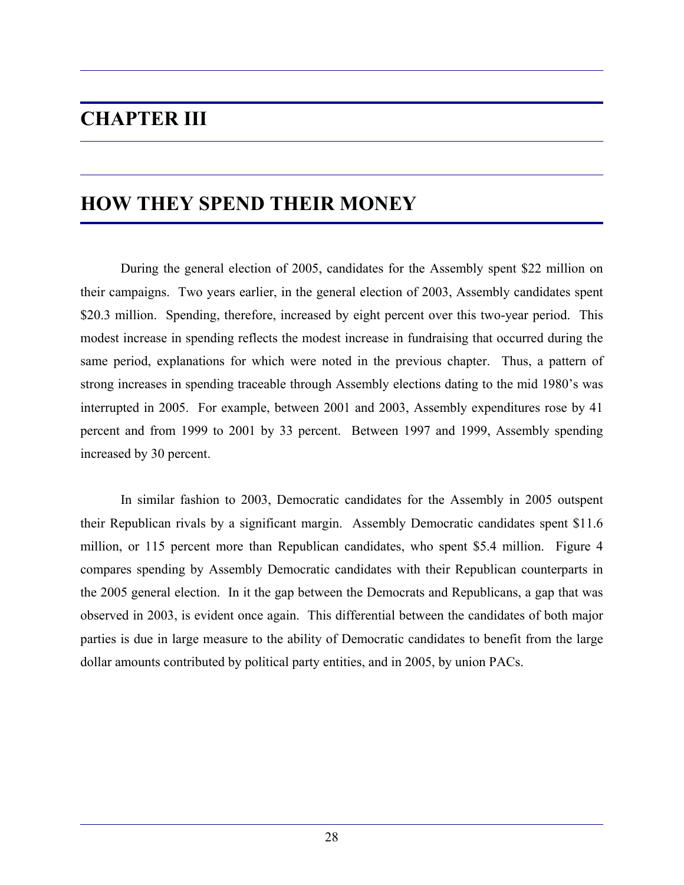# CHAPTER III

## HOW THEY SPEND THEIR MONEY

During the general election of 2005, candidates for the Assembly spent $22 million on their campaigns. Two years earlier, in the general election of 2003, Assembly candidates spent $20.3 million. Spending, therefore, increased by eight percent over this two-year period. This modest increase in spending reflects the modest increase in fundraising that occurred during the same period, explanations for which were noted in the previous chapter. Thus, a pattern of strong increases in spending traceable through Assembly elections dating to the mid 1980's was interrupted in 2005. For example, between 2001 and 2003, Assembly expenditures rose by 41 percent and from 1999 to 2001 by 33 percent. Between 1997 and 1999, Assembly spending increased by 30 percent.

In similar fashion to 2003, Democratic candidates for the Assembly in 2005 outspent their Republican rivals by a significant margin. Assembly Democratic candidates spent $11.6 million, or 115 percent more than Republican candidates, who spent $5.4 million. Figure 4 compares spending by Assembly Democratic candidates with their Republican counterparts in the 2005 general election. In it the gap between the Democrats and Republicans, a gap that was observed in 2003, is evident once again. This differential between the candidates of both major parties is due in large measure to the ability of Democratic candidates to benefit from the large dollar amounts contributed by political party entities, and in 2005, by union PACs.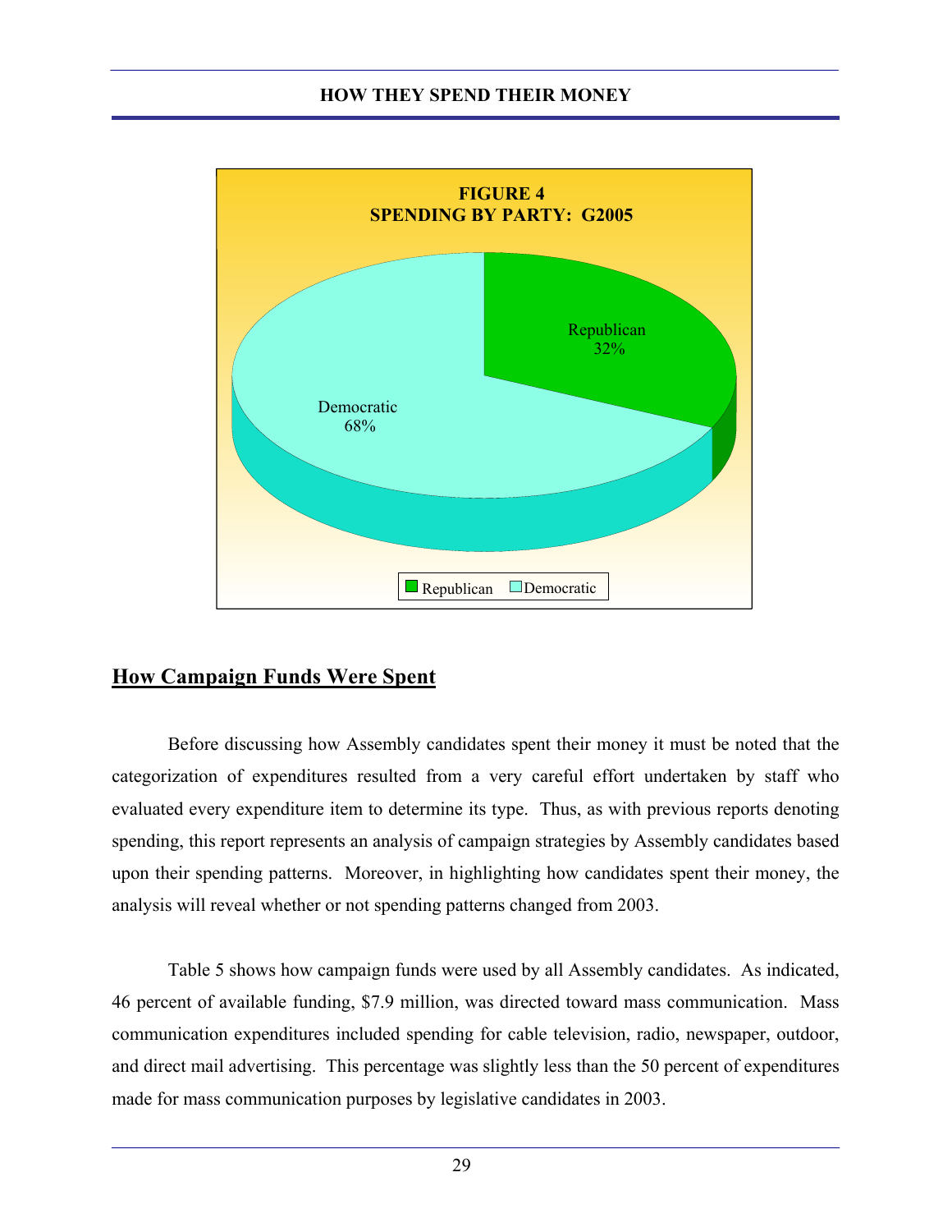**FIGURE 4**
**SPENDING BY PARTY: G2005**

| Party | Share |
|---|---|
| Republican | 32% |
| Democratic | 68% |

## How Campaign Funds Were Spent

Before discussing how Assembly candidates spent their money it must be noted that the categorization of expenditures resulted from a very careful effort undertaken by staff who evaluated every expenditure item to determine its type. Thus, as with previous reports denoting spending, this report represents an analysis of campaign strategies by Assembly candidates based upon their spending patterns. Moreover, in highlighting how candidates spent their money, the analysis will reveal whether or not spending patterns changed from 2003.

Table 5 shows how campaign funds were used by all Assembly candidates. As indicated, 46 percent of available funding, $7.9 million, was directed toward mass communication. Mass communication expenditures included spending for cable television, radio, newspaper, outdoor, and direct mail advertising. This percentage was slightly less than the 50 percent of expenditures made for mass communication purposes by legislative candidates in 2003.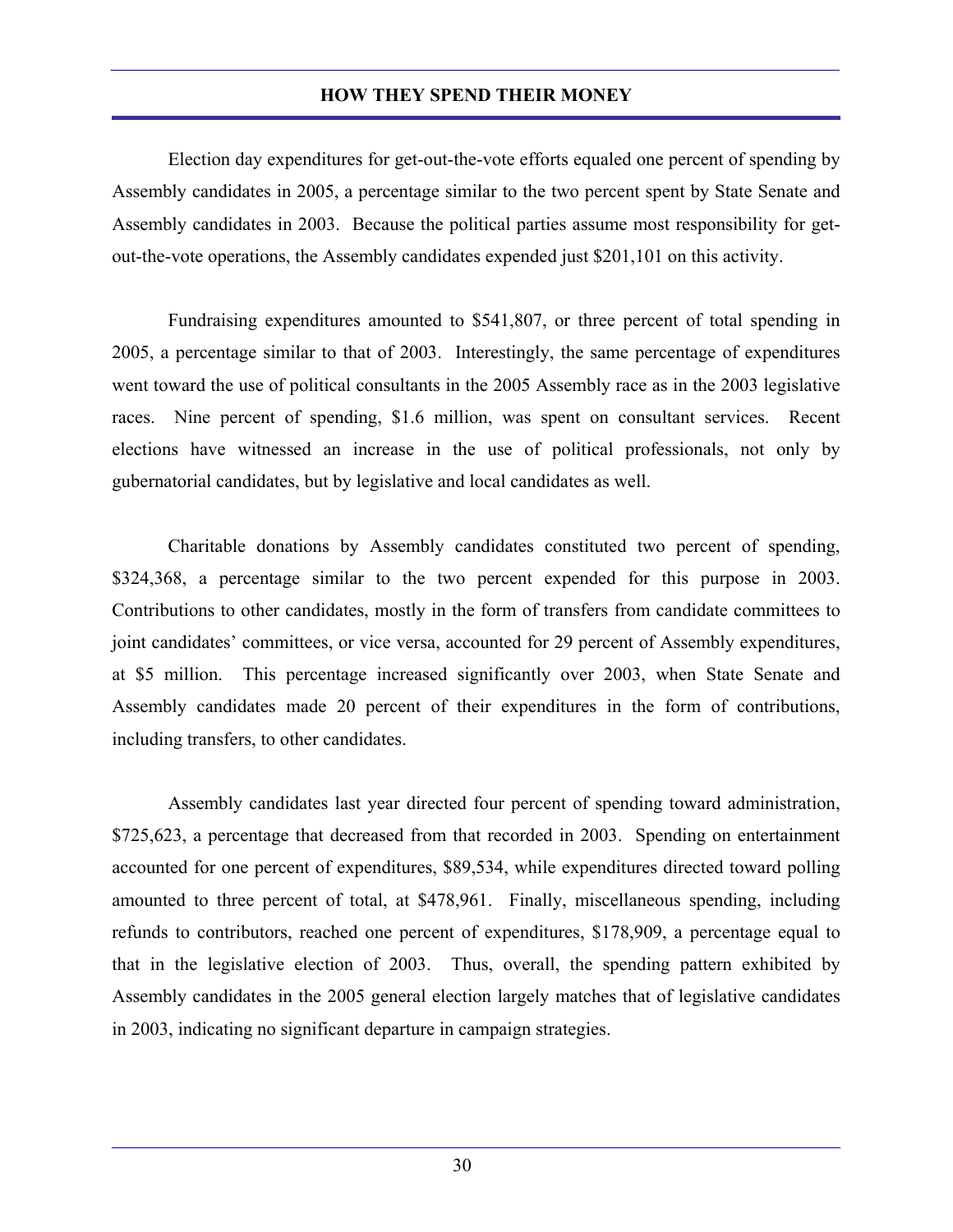Election day expenditures for get-out-the-vote efforts equaled one percent of spending by Assembly candidates in 2005, a percentage similar to the two percent spent by State Senate and Assembly candidates in 2003. Because the political parties assume most responsibility for get-out-the-vote operations, the Assembly candidates expended just $201,101 on this activity.

Fundraising expenditures amounted to $541,807, or three percent of total spending in 2005, a percentage similar to that of 2003. Interestingly, the same percentage of expenditures went toward the use of political consultants in the 2005 Assembly race as in the 2003 legislative races. Nine percent of spending, $1.6 million, was spent on consultant services. Recent elections have witnessed an increase in the use of political professionals, not only by gubernatorial candidates, but by legislative and local candidates as well.

Charitable donations by Assembly candidates constituted two percent of spending, $324,368, a percentage similar to the two percent expended for this purpose in 2003. Contributions to other candidates, mostly in the form of transfers from candidate committees to joint candidates' committees, or vice versa, accounted for 29 percent of Assembly expenditures, at $5 million. This percentage increased significantly over 2003, when State Senate and Assembly candidates made 20 percent of their expenditures in the form of contributions, including transfers, to other candidates.

Assembly candidates last year directed four percent of spending toward administration, $725,623, a percentage that decreased from that recorded in 2003. Spending on entertainment accounted for one percent of expenditures, $89,534, while expenditures directed toward polling amounted to three percent of total, at $478,961. Finally, miscellaneous spending, including refunds to contributors, reached one percent of expenditures, $178,909, a percentage equal to that in the legislative election of 2003. Thus, overall, the spending pattern exhibited by Assembly candidates in the 2005 general election largely matches that of legislative candidates in 2003, indicating no significant departure in campaign strategies.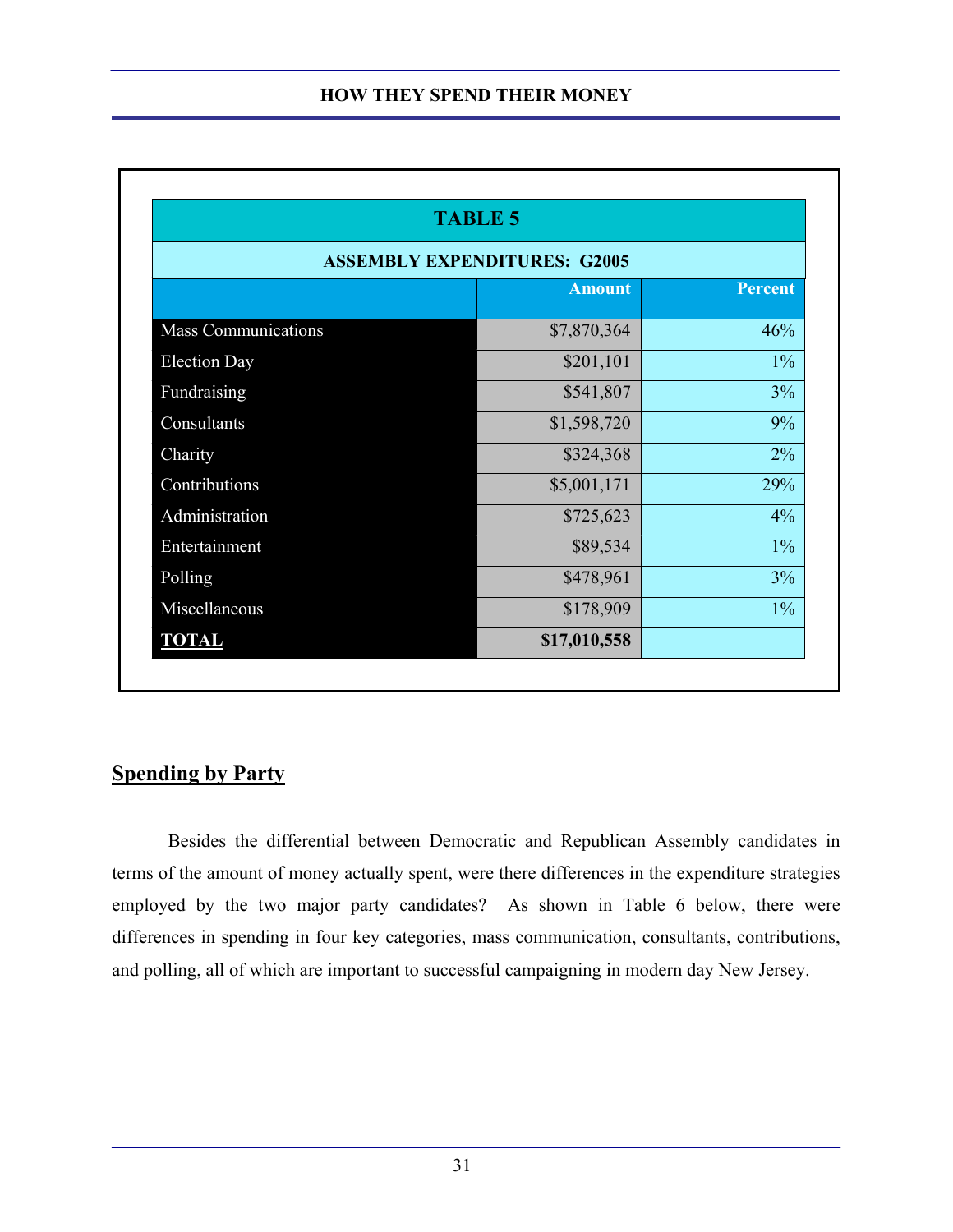| TABLE 5 | | |
|---|---|---|
| **ASSEMBLY EXPENDITURES: G2005** | | |
| | **Amount** | **Percent** |
| Mass Communications | $7,870,364 | 46% |
| Election Day | $201,101 | 1% |
| Fundraising | $541,807 | 3% |
| Consultants | $1,598,720 | 9% |
| Charity | $324,368 | 2% |
| Contributions | $5,001,171 | 29% |
| Administration | $725,623 | 4% |
| Entertainment | $89,534 | 1% |
| Polling | $478,961 | 3% |
| Miscellaneous | $178,909 | 1% |
| **TOTAL** | **$17,010,558** | |

## Spending by Party

Besides the differential between Democratic and Republican Assembly candidates in terms of the amount of money actually spent, were there differences in the expenditure strategies employed by the two major party candidates? As shown in Table 6 below, there were differences in spending in four key categories, mass communication, consultants, contributions, and polling, all of which are important to successful campaigning in modern day New Jersey.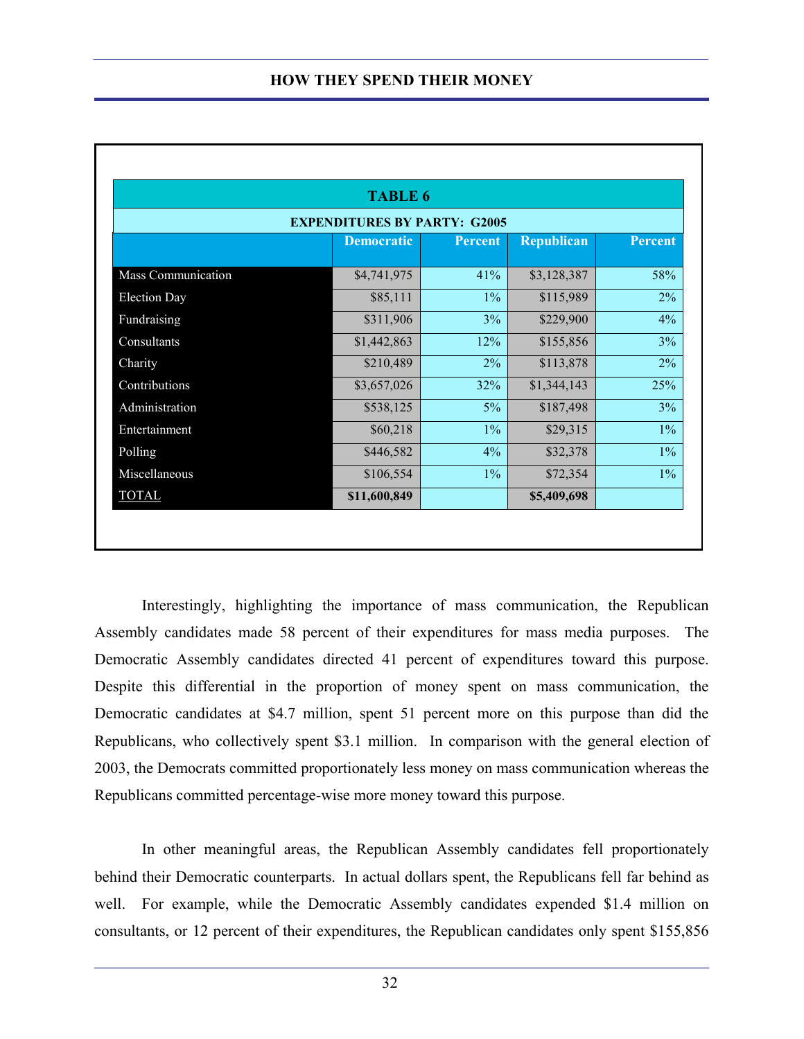## HOW THEY SPEND THEIR MONEY

**TABLE 6**

**EXPENDITURES BY PARTY: G2005**

| | Democratic | Percent | Republican | Percent |
|---|---|---|---|---|
| Mass Communication | $4,741,975 | 41% | $3,128,387 | 58% |
| Election Day | $85,111 | 1% | $115,989 | 2% |
| Fundraising | $311,906 | 3% | $229,900 | 4% |
| Consultants | $1,442,863 | 12% | $155,856 | 3% |
| Charity | $210,489 | 2% | $113,878 | 2% |
| Contributions | $3,657,026 | 32% | $1,344,143 | 25% |
| Administration | $538,125 | 5% | $187,498 | 3% |
| Entertainment | $60,218 | 1% | $29,315 | 1% |
| Polling | $446,582 | 4% | $32,378 | 1% |
| Miscellaneous | $106,554 | 1% | $72,354 | 1% |
| TOTAL | **$11,600,849** | | **$5,409,698** | |

Interestingly, highlighting the importance of mass communication, the Republican Assembly candidates made 58 percent of their expenditures for mass media purposes. The Democratic Assembly candidates directed 41 percent of expenditures toward this purpose. Despite this differential in the proportion of money spent on mass communication, the Democratic candidates at $4.7 million, spent 51 percent more on this purpose than did the Republicans, who collectively spent $3.1 million. In comparison with the general election of 2003, the Democrats committed proportionately less money on mass communication whereas the Republicans committed percentage-wise more money toward this purpose.

In other meaningful areas, the Republican Assembly candidates fell proportionately behind their Democratic counterparts. In actual dollars spent, the Republicans fell far behind as well. For example, while the Democratic Assembly candidates expended $1.4 million on consultants, or 12 percent of their expenditures, the Republican candidates only spent $155,856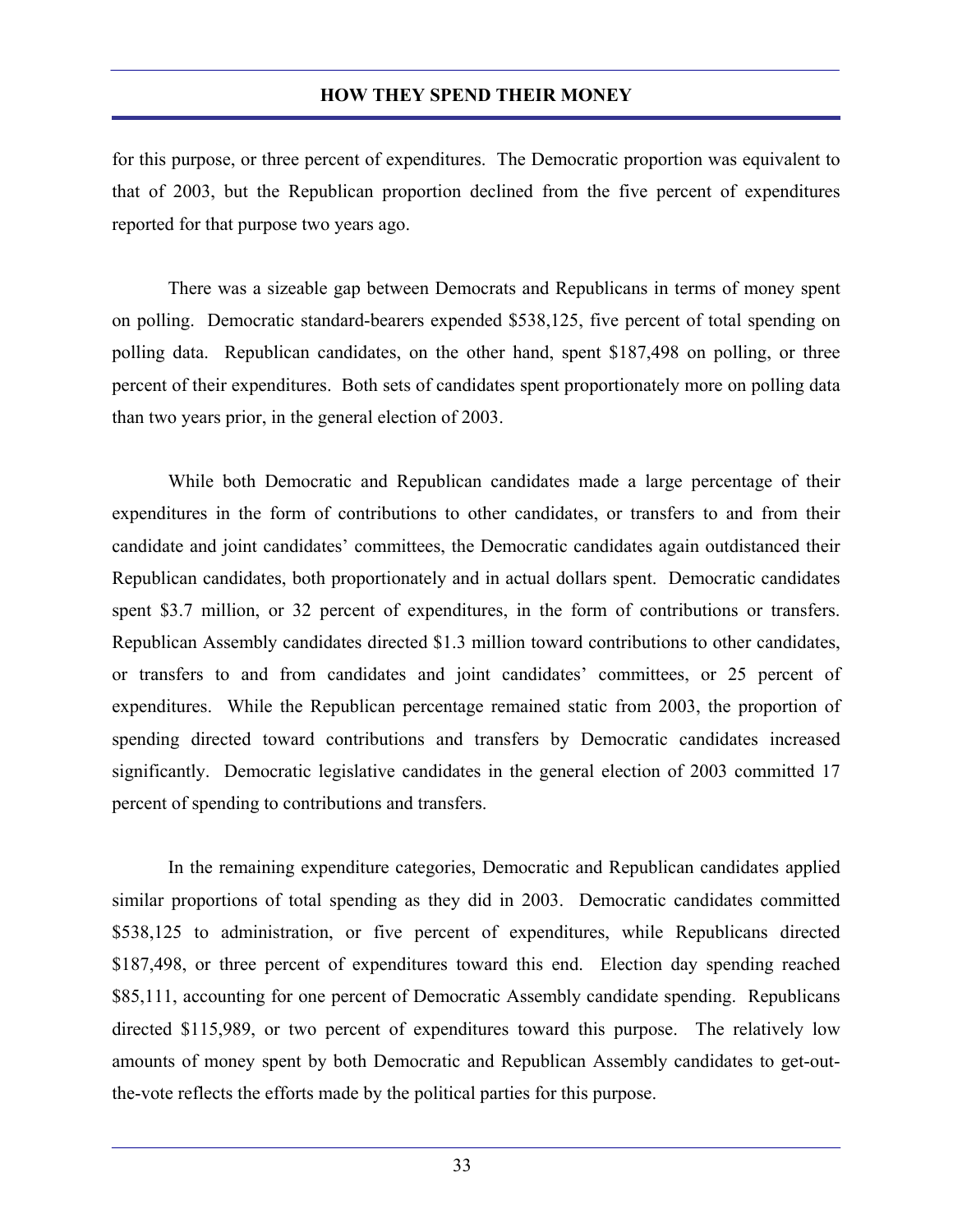for this purpose, or three percent of expenditures. The Democratic proportion was equivalent to that of 2003, but the Republican proportion declined from the five percent of expenditures reported for that purpose two years ago.

There was a sizeable gap between Democrats and Republicans in terms of money spent on polling. Democratic standard-bearers expended $538,125, five percent of total spending on polling data. Republican candidates, on the other hand, spent $187,498 on polling, or three percent of their expenditures. Both sets of candidates spent proportionately more on polling data than two years prior, in the general election of 2003.

While both Democratic and Republican candidates made a large percentage of their expenditures in the form of contributions to other candidates, or transfers to and from their candidate and joint candidates' committees, the Democratic candidates again outdistanced their Republican candidates, both proportionately and in actual dollars spent. Democratic candidates spent $3.7 million, or 32 percent of expenditures, in the form of contributions or transfers. Republican Assembly candidates directed $1.3 million toward contributions to other candidates, or transfers to and from candidates and joint candidates' committees, or 25 percent of expenditures. While the Republican percentage remained static from 2003, the proportion of spending directed toward contributions and transfers by Democratic candidates increased significantly. Democratic legislative candidates in the general election of 2003 committed 17 percent of spending to contributions and transfers.

In the remaining expenditure categories, Democratic and Republican candidates applied similar proportions of total spending as they did in 2003. Democratic candidates committed $538,125 to administration, or five percent of expenditures, while Republicans directed $187,498, or three percent of expenditures toward this end. Election day spending reached $85,111, accounting for one percent of Democratic Assembly candidate spending. Republicans directed $115,989, or two percent of expenditures toward this purpose. The relatively low amounts of money spent by both Democratic and Republican Assembly candidates to get-out-the-vote reflects the efforts made by the political parties for this purpose.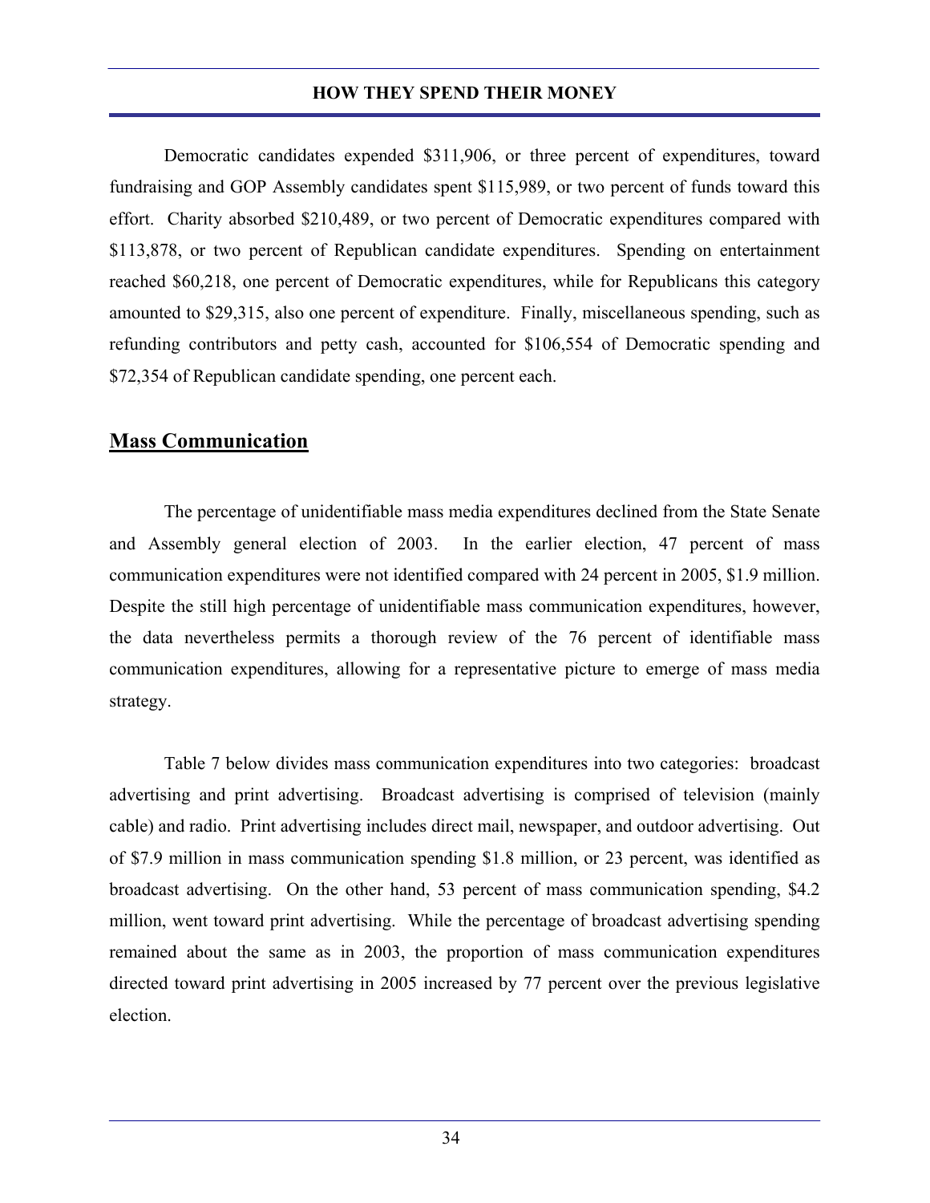Democratic candidates expended $311,906, or three percent of expenditures, toward fundraising and GOP Assembly candidates spent $115,989, or two percent of funds toward this effort. Charity absorbed $210,489, or two percent of Democratic expenditures compared with $113,878, or two percent of Republican candidate expenditures. Spending on entertainment reached $60,218, one percent of Democratic expenditures, while for Republicans this category amounted to $29,315, also one percent of expenditure. Finally, miscellaneous spending, such as refunding contributors and petty cash, accounted for $106,554 of Democratic spending and $72,354 of Republican candidate spending, one percent each.

## Mass Communication

The percentage of unidentifiable mass media expenditures declined from the State Senate and Assembly general election of 2003. In the earlier election, 47 percent of mass communication expenditures were not identified compared with 24 percent in 2005, $1.9 million. Despite the still high percentage of unidentifiable mass communication expenditures, however, the data nevertheless permits a thorough review of the 76 percent of identifiable mass communication expenditures, allowing for a representative picture to emerge of mass media strategy.

Table 7 below divides mass communication expenditures into two categories: broadcast advertising and print advertising. Broadcast advertising is comprised of television (mainly cable) and radio. Print advertising includes direct mail, newspaper, and outdoor advertising. Out of $7.9 million in mass communication spending $1.8 million, or 23 percent, was identified as broadcast advertising. On the other hand, 53 percent of mass communication spending, $4.2 million, went toward print advertising. While the percentage of broadcast advertising spending remained about the same as in 2003, the proportion of mass communication expenditures directed toward print advertising in 2005 increased by 77 percent over the previous legislative election.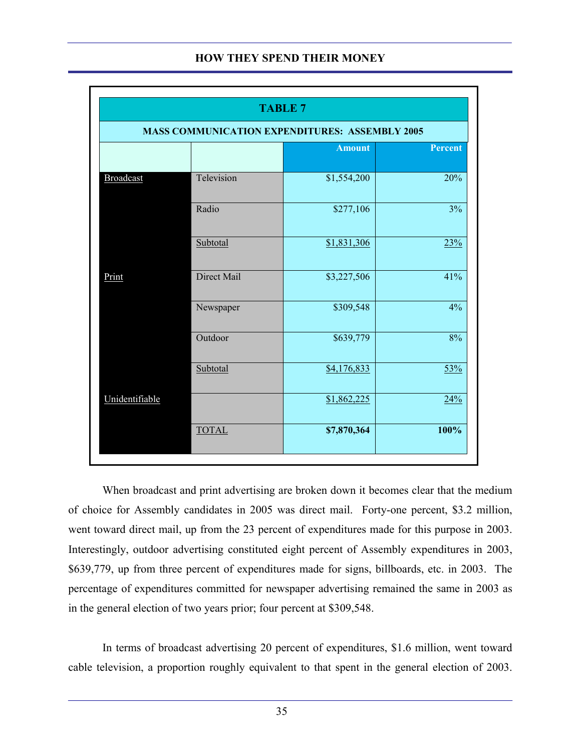## HOW THEY SPEND THEIR MONEY

**TABLE 7**

**MASS COMMUNICATION EXPENDITURES: ASSEMBLY 2005**

| | | Amount | Percent |
|---|---|---|---|
| Broadcast | Television | $1,554,200 | 20% |
| | Radio | $277,106 | 3% |
| | Subtotal | $1,831,306 | 23% |
| Print | Direct Mail | $3,227,506 | 41% |
| | Newspaper | $309,548 | 4% |
| | Outdoor | $639,779 | 8% |
| | Subtotal | $4,176,833 | 53% |
| Unidentifiable | | $1,862,225 | 24% |
| | TOTAL | **$7,870,364** | **100%** |

When broadcast and print advertising are broken down it becomes clear that the medium of choice for Assembly candidates in 2005 was direct mail. Forty-one percent, $3.2 million, went toward direct mail, up from the 23 percent of expenditures made for this purpose in 2003. Interestingly, outdoor advertising constituted eight percent of Assembly expenditures in 2003, $639,779, up from three percent of expenditures made for signs, billboards, etc. in 2003. The percentage of expenditures committed for newspaper advertising remained the same in 2003 as in the general election of two years prior; four percent at $309,548.

In terms of broadcast advertising 20 percent of expenditures, $1.6 million, went toward cable television, a proportion roughly equivalent to that spent in the general election of 2003.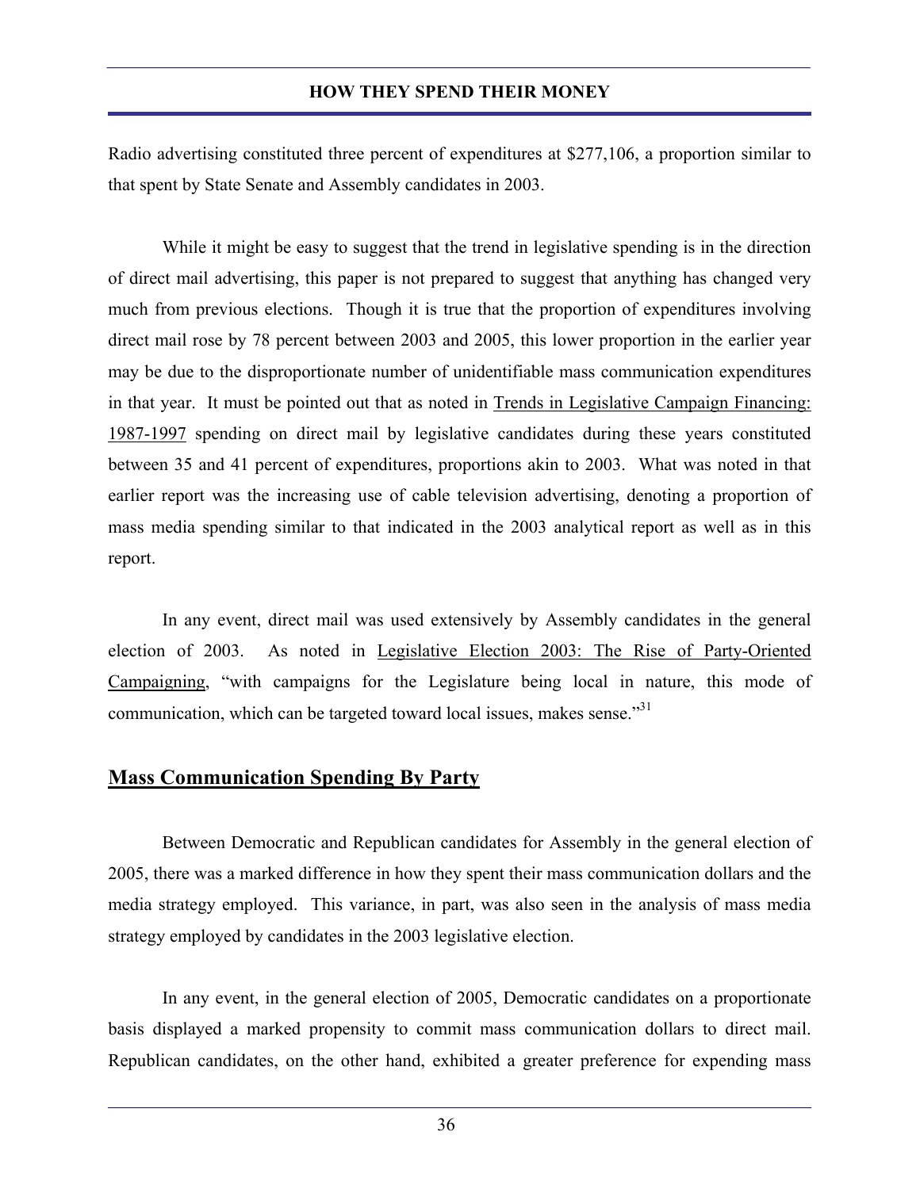Radio advertising constituted three percent of expenditures at $277,106, a proportion similar to that spent by State Senate and Assembly candidates in 2003.

While it might be easy to suggest that the trend in legislative spending is in the direction of direct mail advertising, this paper is not prepared to suggest that anything has changed very much from previous elections. Though it is true that the proportion of expenditures involving direct mail rose by 78 percent between 2003 and 2005, this lower proportion in the earlier year may be due to the disproportionate number of unidentifiable mass communication expenditures in that year. It must be pointed out that as noted in Trends in Legislative Campaign Financing: 1987-1997 spending on direct mail by legislative candidates during these years constituted between 35 and 41 percent of expenditures, proportions akin to 2003. What was noted in that earlier report was the increasing use of cable television advertising, denoting a proportion of mass media spending similar to that indicated in the 2003 analytical report as well as in this report.

In any event, direct mail was used extensively by Assembly candidates in the general election of 2003. As noted in Legislative Election 2003: The Rise of Party-Oriented Campaigning, "with campaigns for the Legislature being local in nature, this mode of communication, which can be targeted toward local issues, makes sense."[31]

## Mass Communication Spending By Party

Between Democratic and Republican candidates for Assembly in the general election of 2005, there was a marked difference in how they spent their mass communication dollars and the media strategy employed. This variance, in part, was also seen in the analysis of mass media strategy employed by candidates in the 2003 legislative election.

In any event, in the general election of 2005, Democratic candidates on a proportionate basis displayed a marked propensity to commit mass communication dollars to direct mail. Republican candidates, on the other hand, exhibited a greater preference for expending mass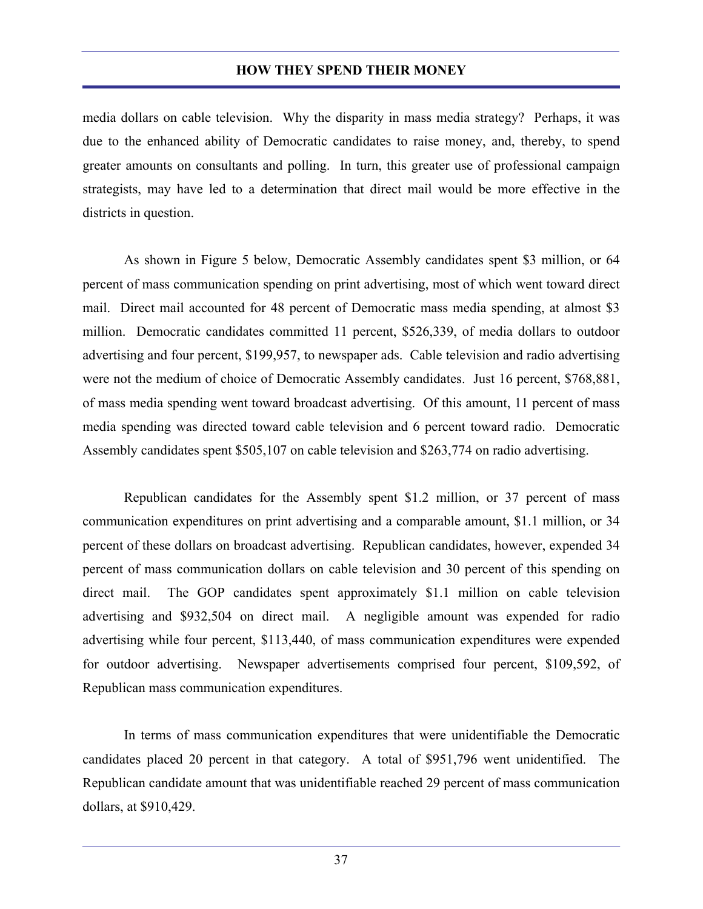media dollars on cable television. Why the disparity in mass media strategy? Perhaps, it was due to the enhanced ability of Democratic candidates to raise money, and, thereby, to spend greater amounts on consultants and polling. In turn, this greater use of professional campaign strategists, may have led to a determination that direct mail would be more effective in the districts in question.

As shown in Figure 5 below, Democratic Assembly candidates spent $3 million, or 64 percent of mass communication spending on print advertising, most of which went toward direct mail. Direct mail accounted for 48 percent of Democratic mass media spending, at almost $3 million. Democratic candidates committed 11 percent, $526,339, of media dollars to outdoor advertising and four percent, $199,957, to newspaper ads. Cable television and radio advertising were not the medium of choice of Democratic Assembly candidates. Just 16 percent, $768,881, of mass media spending went toward broadcast advertising. Of this amount, 11 percent of mass media spending was directed toward cable television and 6 percent toward radio. Democratic Assembly candidates spent $505,107 on cable television and $263,774 on radio advertising.

Republican candidates for the Assembly spent $1.2 million, or 37 percent of mass communication expenditures on print advertising and a comparable amount, $1.1 million, or 34 percent of these dollars on broadcast advertising. Republican candidates, however, expended 34 percent of mass communication dollars on cable television and 30 percent of this spending on direct mail. The GOP candidates spent approximately $1.1 million on cable television advertising and $932,504 on direct mail. A negligible amount was expended for radio advertising while four percent, $113,440, of mass communication expenditures were expended for outdoor advertising. Newspaper advertisements comprised four percent, $109,592, of Republican mass communication expenditures.

In terms of mass communication expenditures that were unidentifiable the Democratic candidates placed 20 percent in that category. A total of $951,796 went unidentified. The Republican candidate amount that was unidentifiable reached 29 percent of mass communication dollars, at $910,429.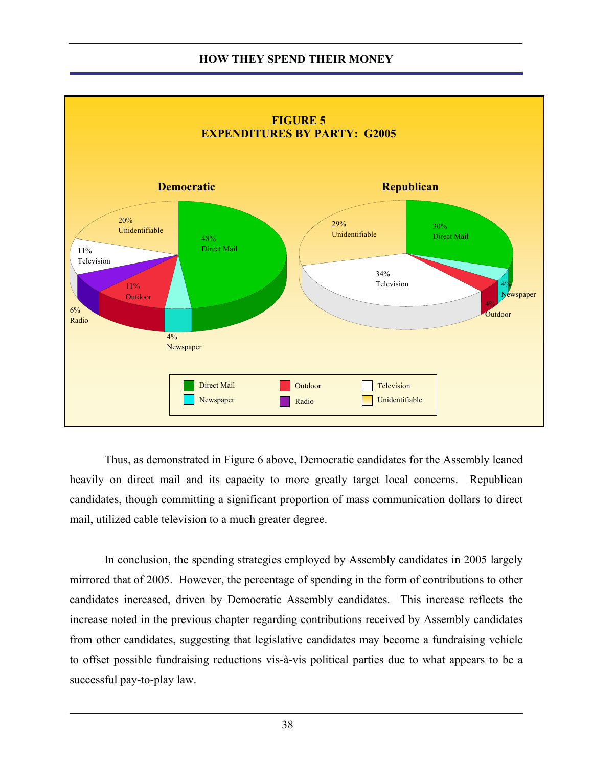**FIGURE 5**
**EXPENDITURES BY PARTY: G2005**

**Democratic**

| Category | Percent |
| --- | --- |
| Direct Mail | 48% |
| Unidentifiable | 20% |
| Television | 11% |
| Outdoor | 11% |
| Radio | 6% |
| Newspaper | 4% |

**Republican**

| Category | Percent |
| --- | --- |
| Television | 34% |
| Direct Mail | 30% |
| Unidentifiable | 29% |
| Newspaper | 4% |
| Outdoor | 4% |

Thus, as demonstrated in Figure 6 above, Democratic candidates for the Assembly leaned heavily on direct mail and its capacity to more greatly target local concerns. Republican candidates, though committing a significant proportion of mass communication dollars to direct mail, utilized cable television to a much greater degree.

In conclusion, the spending strategies employed by Assembly candidates in 2005 largely mirrored that of 2005. However, the percentage of spending in the form of contributions to other candidates increased, driven by Democratic Assembly candidates. This increase reflects the increase noted in the previous chapter regarding contributions received by Assembly candidates from other candidates, suggesting that legislative candidates may become a fundraising vehicle to offset possible fundraising reductions vis-à-vis political parties due to what appears to be a successful pay-to-play law.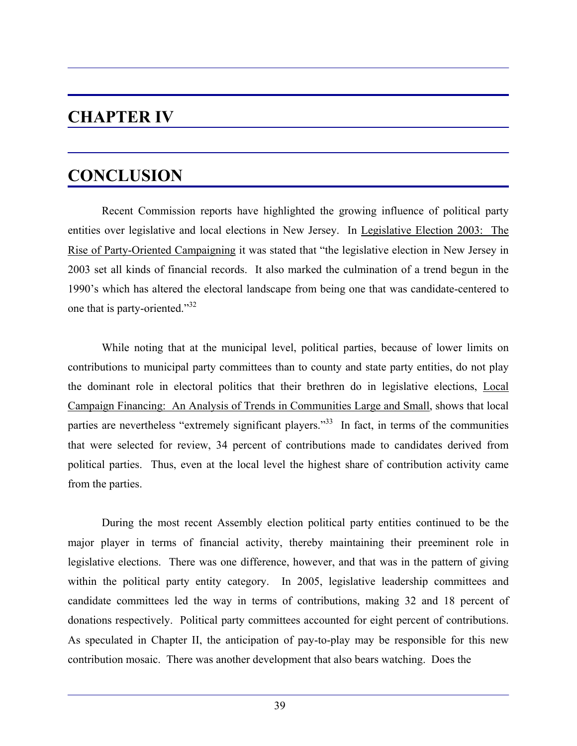# CHAPTER IV

# CONCLUSION

Recent Commission reports have highlighted the growing influence of political party entities over legislative and local elections in New Jersey. In Legislative Election 2003: The Rise of Party-Oriented Campaigning it was stated that "the legislative election in New Jersey in 2003 set all kinds of financial records. It also marked the culmination of a trend begun in the 1990's which has altered the electoral landscape from being one that was candidate-centered to one that is party-oriented."[32]

While noting that at the municipal level, political parties, because of lower limits on contributions to municipal party committees than to county and state party entities, do not play the dominant role in electoral politics that their brethren do in legislative elections, Local Campaign Financing: An Analysis of Trends in Communities Large and Small, shows that local parties are nevertheless "extremely significant players."[33] In fact, in terms of the communities that were selected for review, 34 percent of contributions made to candidates derived from political parties. Thus, even at the local level the highest share of contribution activity came from the parties.

During the most recent Assembly election political party entities continued to be the major player in terms of financial activity, thereby maintaining their preeminent role in legislative elections. There was one difference, however, and that was in the pattern of giving within the political party entity category. In 2005, legislative leadership committees and candidate committees led the way in terms of contributions, making 32 and 18 percent of donations respectively. Political party committees accounted for eight percent of contributions. As speculated in Chapter II, the anticipation of pay-to-play may be responsible for this new contribution mosaic. There was another development that also bears watching. Does the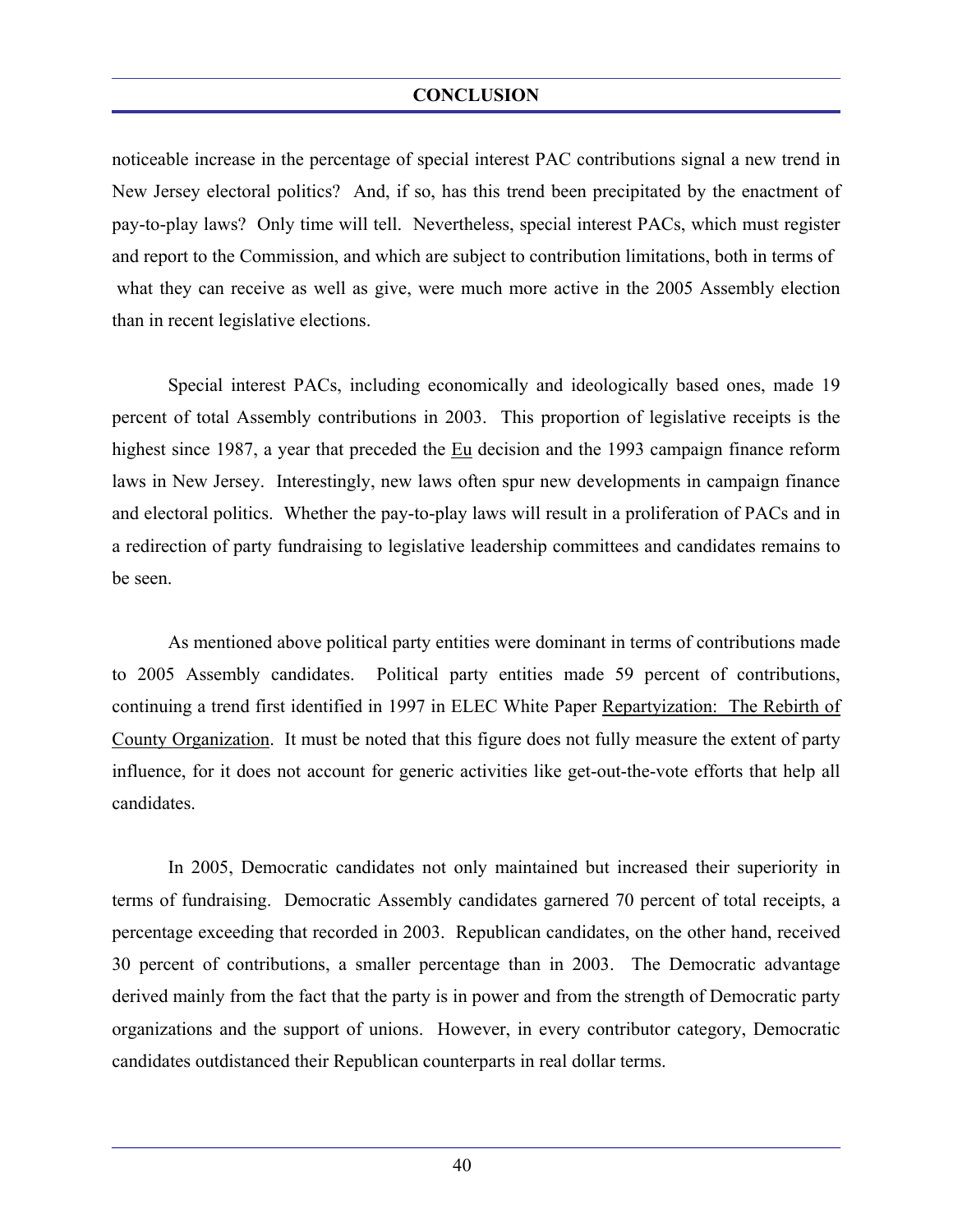noticeable increase in the percentage of special interest PAC contributions signal a new trend in New Jersey electoral politics? And, if so, has this trend been precipitated by the enactment of pay-to-play laws? Only time will tell. Nevertheless, special interest PACs, which must register and report to the Commission, and which are subject to contribution limitations, both in terms of what they can receive as well as give, were much more active in the 2005 Assembly election than in recent legislative elections.

Special interest PACs, including economically and ideologically based ones, made 19 percent of total Assembly contributions in 2003. This proportion of legislative receipts is the highest since 1987, a year that preceded the Eu decision and the 1993 campaign finance reform laws in New Jersey. Interestingly, new laws often spur new developments in campaign finance and electoral politics. Whether the pay-to-play laws will result in a proliferation of PACs and in a redirection of party fundraising to legislative leadership committees and candidates remains to be seen.

As mentioned above political party entities were dominant in terms of contributions made to 2005 Assembly candidates. Political party entities made 59 percent of contributions, continuing a trend first identified in 1997 in ELEC White Paper Repartyization: The Rebirth of County Organization. It must be noted that this figure does not fully measure the extent of party influence, for it does not account for generic activities like get-out-the-vote efforts that help all candidates.

In 2005, Democratic candidates not only maintained but increased their superiority in terms of fundraising. Democratic Assembly candidates garnered 70 percent of total receipts, a percentage exceeding that recorded in 2003. Republican candidates, on the other hand, received 30 percent of contributions, a smaller percentage than in 2003. The Democratic advantage derived mainly from the fact that the party is in power and from the strength of Democratic party organizations and the support of unions. However, in every contributor category, Democratic candidates outdistanced their Republican counterparts in real dollar terms.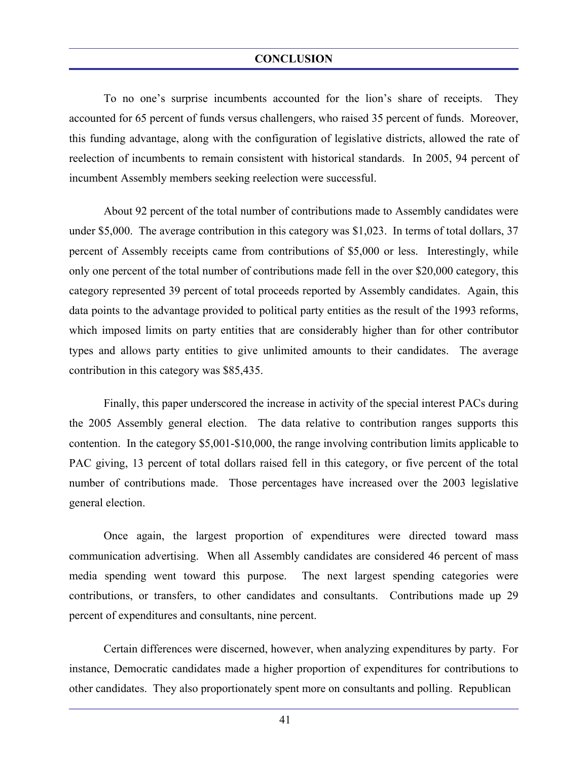## CONCLUSION

To no one's surprise incumbents accounted for the lion's share of receipts. They accounted for 65 percent of funds versus challengers, who raised 35 percent of funds. Moreover, this funding advantage, along with the configuration of legislative districts, allowed the rate of reelection of incumbents to remain consistent with historical standards. In 2005, 94 percent of incumbent Assembly members seeking reelection were successful.

About 92 percent of the total number of contributions made to Assembly candidates were under $5,000. The average contribution in this category was $1,023. In terms of total dollars, 37 percent of Assembly receipts came from contributions of $5,000 or less. Interestingly, while only one percent of the total number of contributions made fell in the over $20,000 category, this category represented 39 percent of total proceeds reported by Assembly candidates. Again, this data points to the advantage provided to political party entities as the result of the 1993 reforms, which imposed limits on party entities that are considerably higher than for other contributor types and allows party entities to give unlimited amounts to their candidates. The average contribution in this category was $85,435.

Finally, this paper underscored the increase in activity of the special interest PACs during the 2005 Assembly general election. The data relative to contribution ranges supports this contention. In the category $5,001-$10,000, the range involving contribution limits applicable to PAC giving, 13 percent of total dollars raised fell in this category, or five percent of the total number of contributions made. Those percentages have increased over the 2003 legislative general election.

Once again, the largest proportion of expenditures were directed toward mass communication advertising. When all Assembly candidates are considered 46 percent of mass media spending went toward this purpose. The next largest spending categories were contributions, or transfers, to other candidates and consultants. Contributions made up 29 percent of expenditures and consultants, nine percent.

Certain differences were discerned, however, when analyzing expenditures by party. For instance, Democratic candidates made a higher proportion of expenditures for contributions to other candidates. They also proportionately spent more on consultants and polling. Republican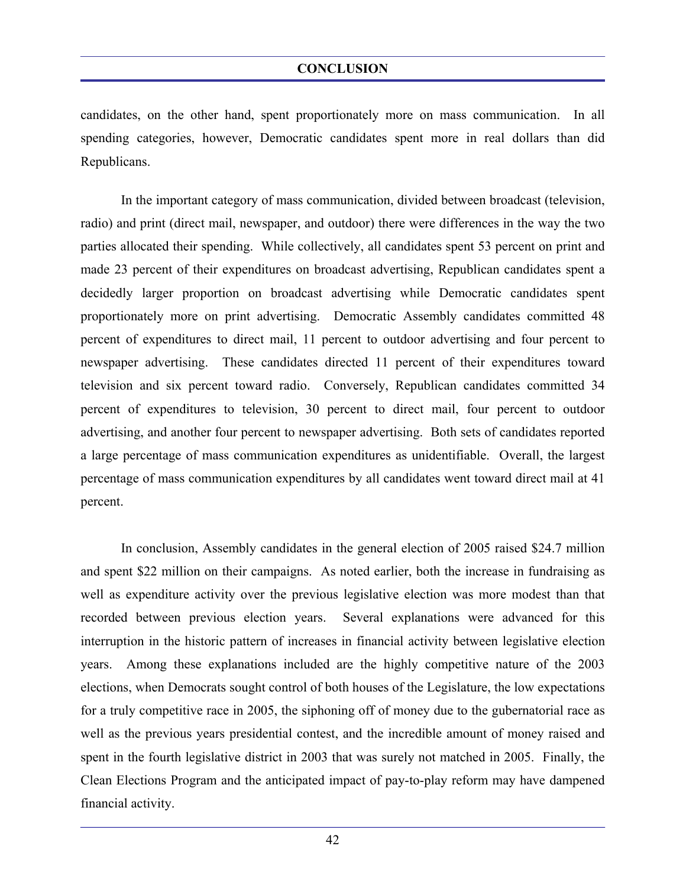candidates, on the other hand, spent proportionately more on mass communication. In all spending categories, however, Democratic candidates spent more in real dollars than did Republicans.

In the important category of mass communication, divided between broadcast (television, radio) and print (direct mail, newspaper, and outdoor) there were differences in the way the two parties allocated their spending. While collectively, all candidates spent 53 percent on print and made 23 percent of their expenditures on broadcast advertising, Republican candidates spent a decidedly larger proportion on broadcast advertising while Democratic candidates spent proportionately more on print advertising. Democratic Assembly candidates committed 48 percent of expenditures to direct mail, 11 percent to outdoor advertising and four percent to newspaper advertising. These candidates directed 11 percent of their expenditures toward television and six percent toward radio. Conversely, Republican candidates committed 34 percent of expenditures to television, 30 percent to direct mail, four percent to outdoor advertising, and another four percent to newspaper advertising. Both sets of candidates reported a large percentage of mass communication expenditures as unidentifiable. Overall, the largest percentage of mass communication expenditures by all candidates went toward direct mail at 41 percent.

In conclusion, Assembly candidates in the general election of 2005 raised $24.7 million and spent $22 million on their campaigns. As noted earlier, both the increase in fundraising as well as expenditure activity over the previous legislative election was more modest than that recorded between previous election years. Several explanations were advanced for this interruption in the historic pattern of increases in financial activity between legislative election years. Among these explanations included are the highly competitive nature of the 2003 elections, when Democrats sought control of both houses of the Legislature, the low expectations for a truly competitive race in 2005, the siphoning off of money due to the gubernatorial race as well as the previous years presidential contest, and the incredible amount of money raised and spent in the fourth legislative district in 2003 that was surely not matched in 2005. Finally, the Clean Elections Program and the anticipated impact of pay-to-play reform may have dampened financial activity.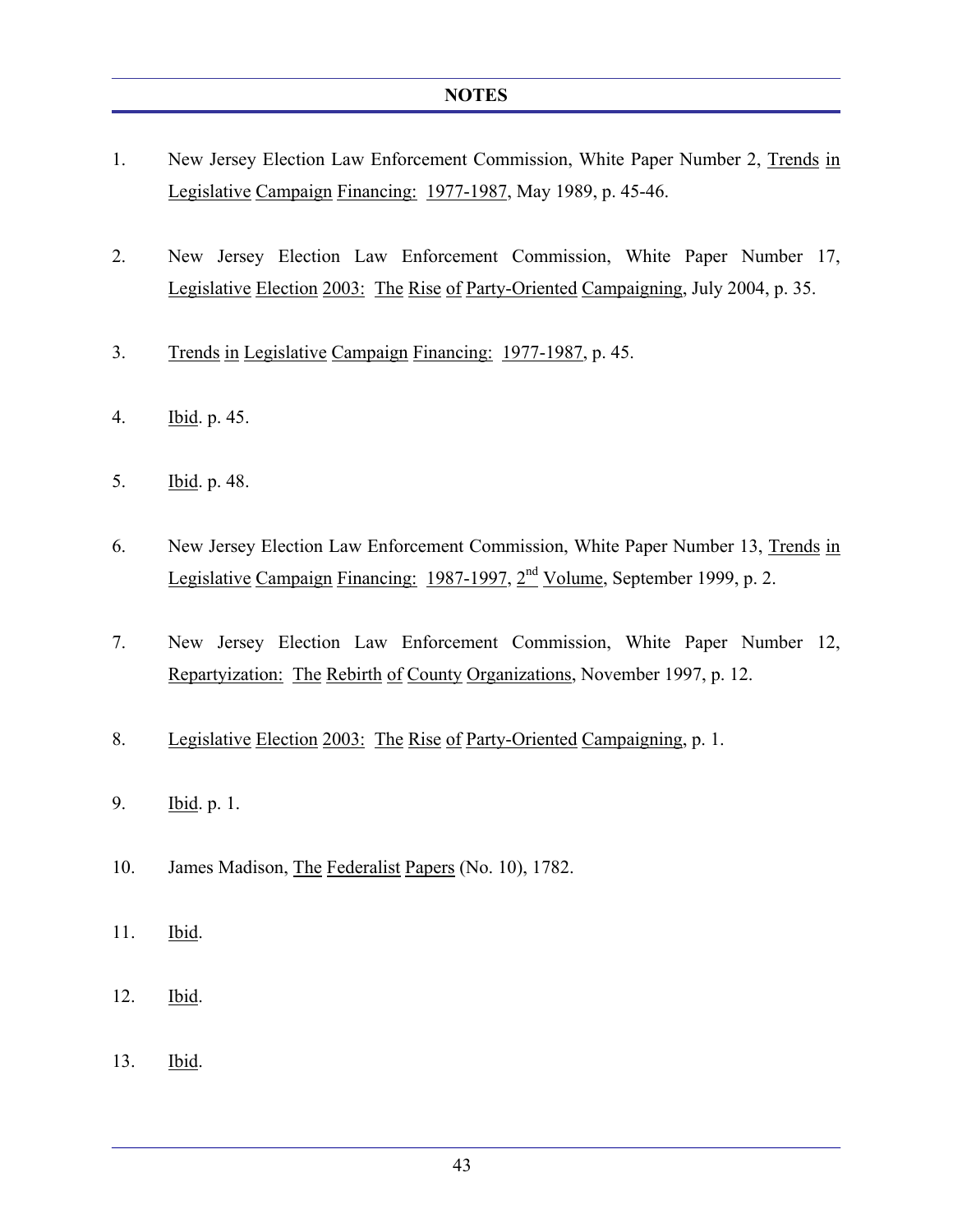## NOTES

1. New Jersey Election Law Enforcement Commission, White Paper Number 2, Trends in Legislative Campaign Financing: 1977-1987, May 1989, p. 45-46.

2. New Jersey Election Law Enforcement Commission, White Paper Number 17, Legislative Election 2003: The Rise of Party-Oriented Campaigning, July 2004, p. 35.

3. Trends in Legislative Campaign Financing: 1977-1987, p. 45.

4. Ibid. p. 45.

5. Ibid. p. 48.

6. New Jersey Election Law Enforcement Commission, White Paper Number 13, Trends in Legislative Campaign Financing: 1987-1997, 2nd Volume, September 1999, p. 2.

7. New Jersey Election Law Enforcement Commission, White Paper Number 12, Repartyization: The Rebirth of County Organizations, November 1997, p. 12.

8. Legislative Election 2003: The Rise of Party-Oriented Campaigning, p. 1.

9. Ibid. p. 1.

10. James Madison, The Federalist Papers (No. 10), 1782.

11. Ibid.

12. Ibid.

13. Ibid.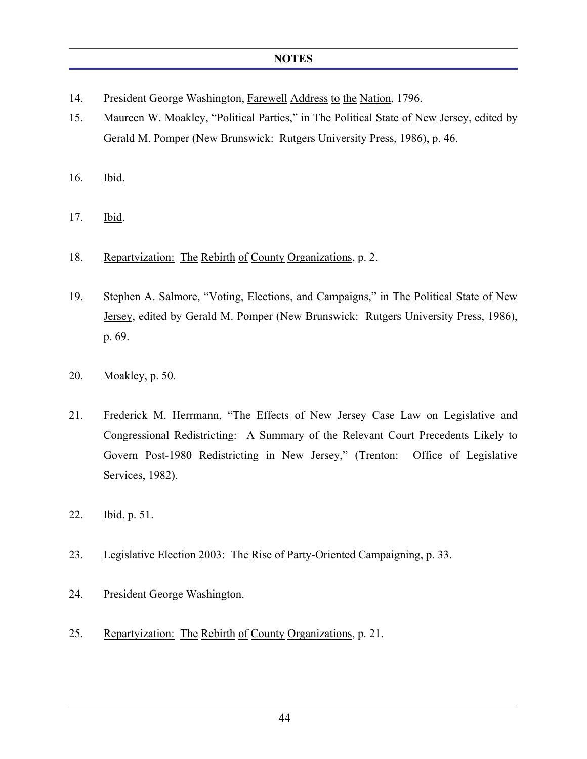## NOTES

14. President George Washington, Farewell Address to the Nation, 1796.

15. Maureen W. Moakley, "Political Parties," in The Political State of New Jersey, edited by Gerald M. Pomper (New Brunswick: Rutgers University Press, 1986), p. 46.

16. Ibid.

17. Ibid.

18. Repartyization: The Rebirth of County Organizations, p. 2.

19. Stephen A. Salmore, "Voting, Elections, and Campaigns," in The Political State of New Jersey, edited by Gerald M. Pomper (New Brunswick: Rutgers University Press, 1986), p. 69.

20. Moakley, p. 50.

21. Frederick M. Herrmann, "The Effects of New Jersey Case Law on Legislative and Congressional Redistricting: A Summary of the Relevant Court Precedents Likely to Govern Post-1980 Redistricting in New Jersey," (Trenton: Office of Legislative Services, 1982).

22. Ibid. p. 51.

23. Legislative Election 2003: The Rise of Party-Oriented Campaigning, p. 33.

24. President George Washington.

25. Repartyization: The Rebirth of County Organizations, p. 21.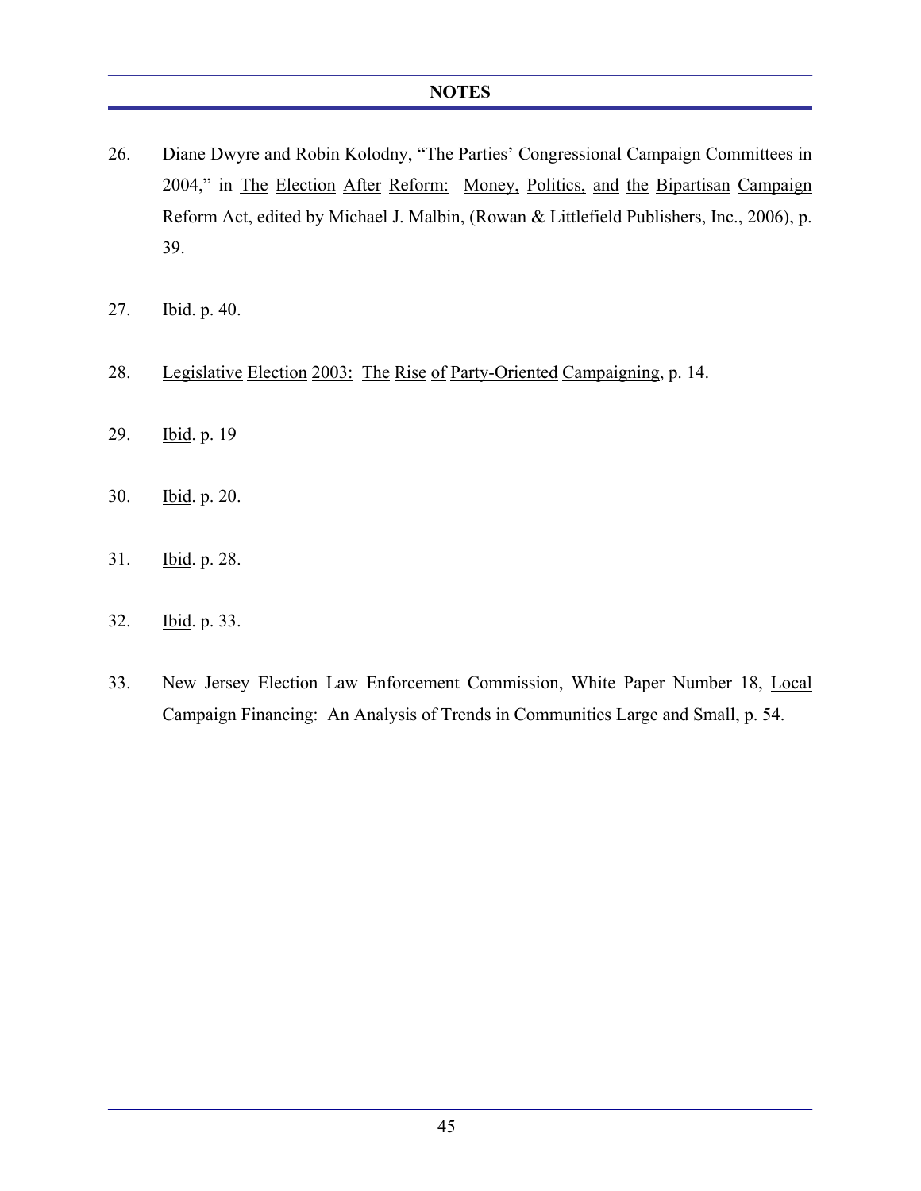## NOTES

26. Diane Dwyre and Robin Kolodny, "The Parties' Congressional Campaign Committees in 2004," in The Election After Reform: Money, Politics, and the Bipartisan Campaign Reform Act, edited by Michael J. Malbin, (Rowan & Littlefield Publishers, Inc., 2006), p. 39.

27. Ibid. p. 40.

28. Legislative Election 2003: The Rise of Party-Oriented Campaigning, p. 14.

29. Ibid. p. 19

30. Ibid. p. 20.

31. Ibid. p. 28.

32. Ibid. p. 33.

33. New Jersey Election Law Enforcement Commission, White Paper Number 18, Local Campaign Financing: An Analysis of Trends in Communities Large and Small, p. 54.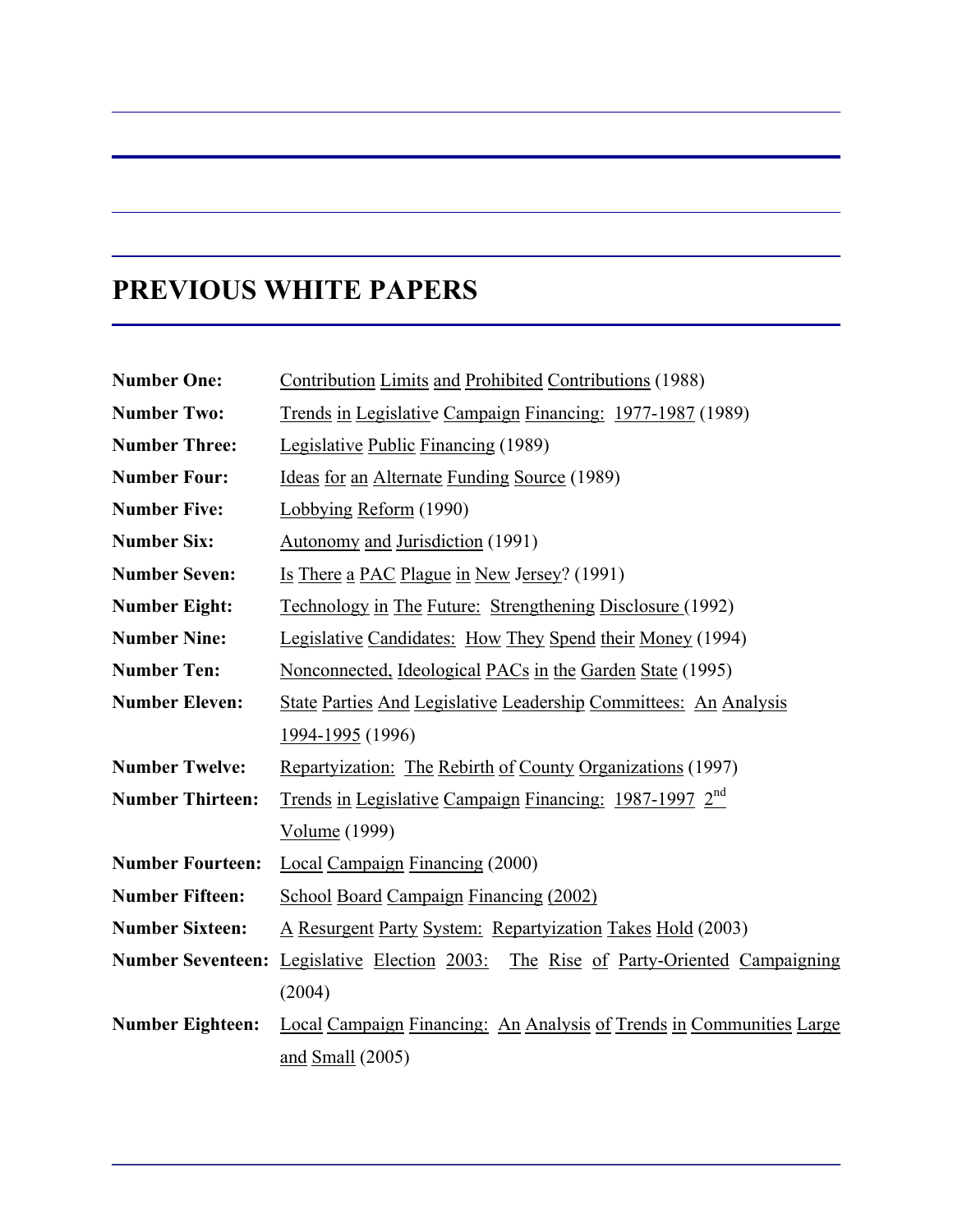# PREVIOUS WHITE PAPERS

**Number One:** Contribution Limits and Prohibited Contributions (1988)

**Number Two:** Trends in Legislative Campaign Financing: 1977-1987 (1989)

**Number Three:** Legislative Public Financing (1989)

**Number Four:** Ideas for an Alternate Funding Source (1989)

**Number Five:** Lobbying Reform (1990)

**Number Six:** Autonomy and Jurisdiction (1991)

**Number Seven:** Is There a PAC Plague in New Jersey? (1991)

**Number Eight:** Technology in The Future: Strengthening Disclosure (1992)

**Number Nine:** Legislative Candidates: How They Spend their Money (1994)

**Number Ten:** Nonconnected, Ideological PACs in the Garden State (1995)

**Number Eleven:** State Parties And Legislative Leadership Committees: An Analysis 1994-1995 (1996)

**Number Twelve:** Repartyization: The Rebirth of County Organizations (1997)

**Number Thirteen:** Trends in Legislative Campaign Financing: 1987-1997 2nd Volume (1999)

**Number Fourteen:** Local Campaign Financing (2000)

**Number Fifteen:** School Board Campaign Financing (2002)

**Number Sixteen:** A Resurgent Party System: Repartyization Takes Hold (2003)

**Number Seventeen:** Legislative Election 2003: The Rise of Party-Oriented Campaigning (2004)

**Number Eighteen:** Local Campaign Financing: An Analysis of Trends in Communities Large and Small (2005)